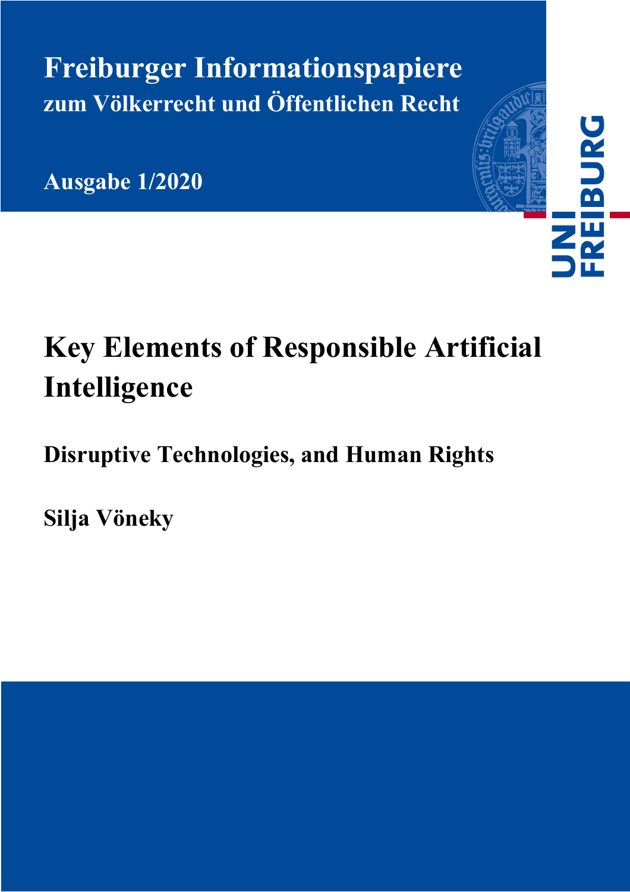# Freiburger Informationspapiere

**zum Völkerrecht und Öffentlichen Recht**

**Ausgabe 1/2020**

UNI FREIBURG

# Key Elements of Responsible Artificial Intelligence

## Disruptive Technologies, and Human Rights

**Silja Vöneky**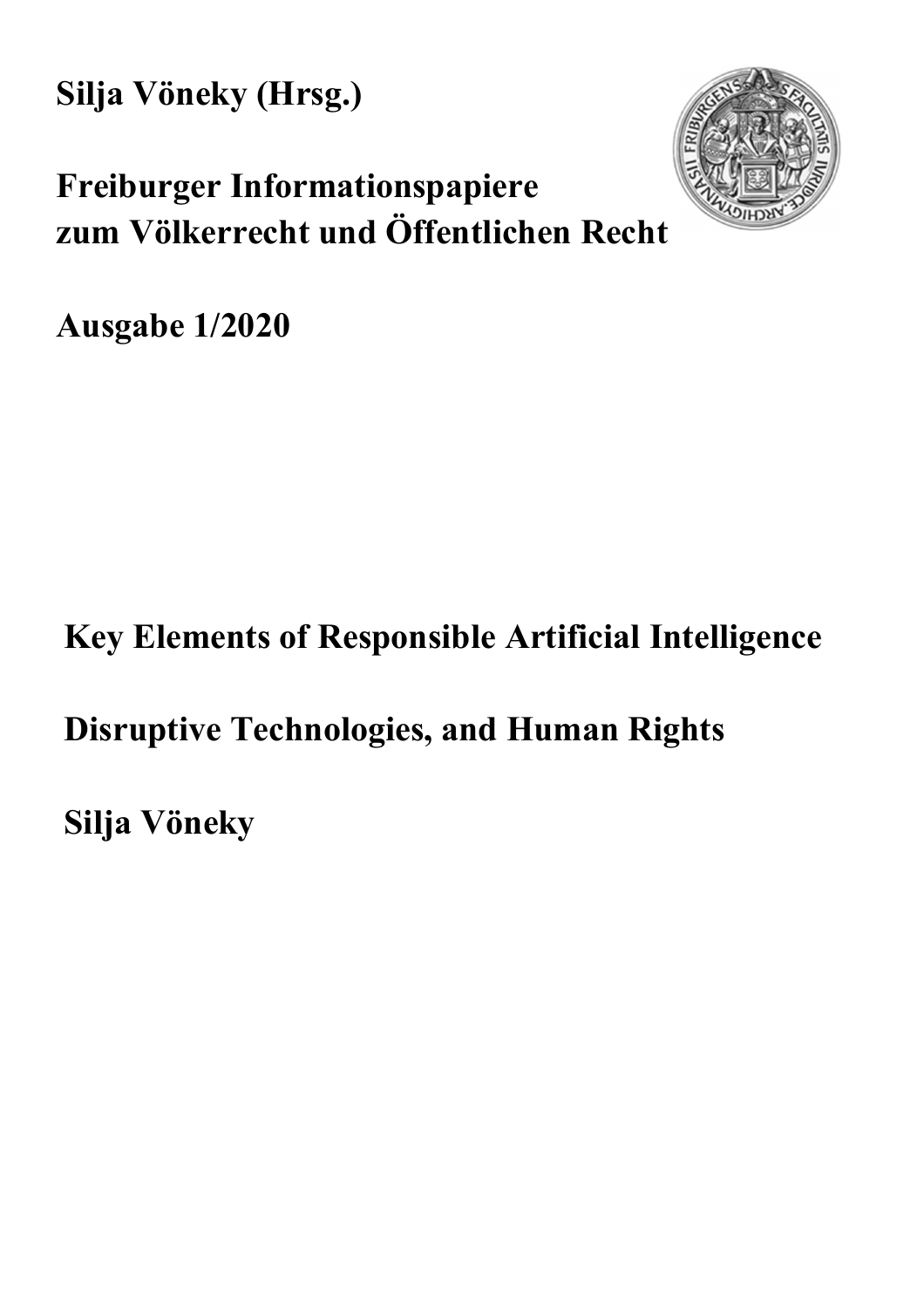**Silja Vöneky (Hrsg.)**

**Freiburger Informationspapiere zum Völkerrecht und Öffentlichen Recht**

**Ausgabe 1/2020**

# Key Elements of Responsible Artificial Intelligence

# Disruptive Technologies, and Human Rights

**Silja Vöneky**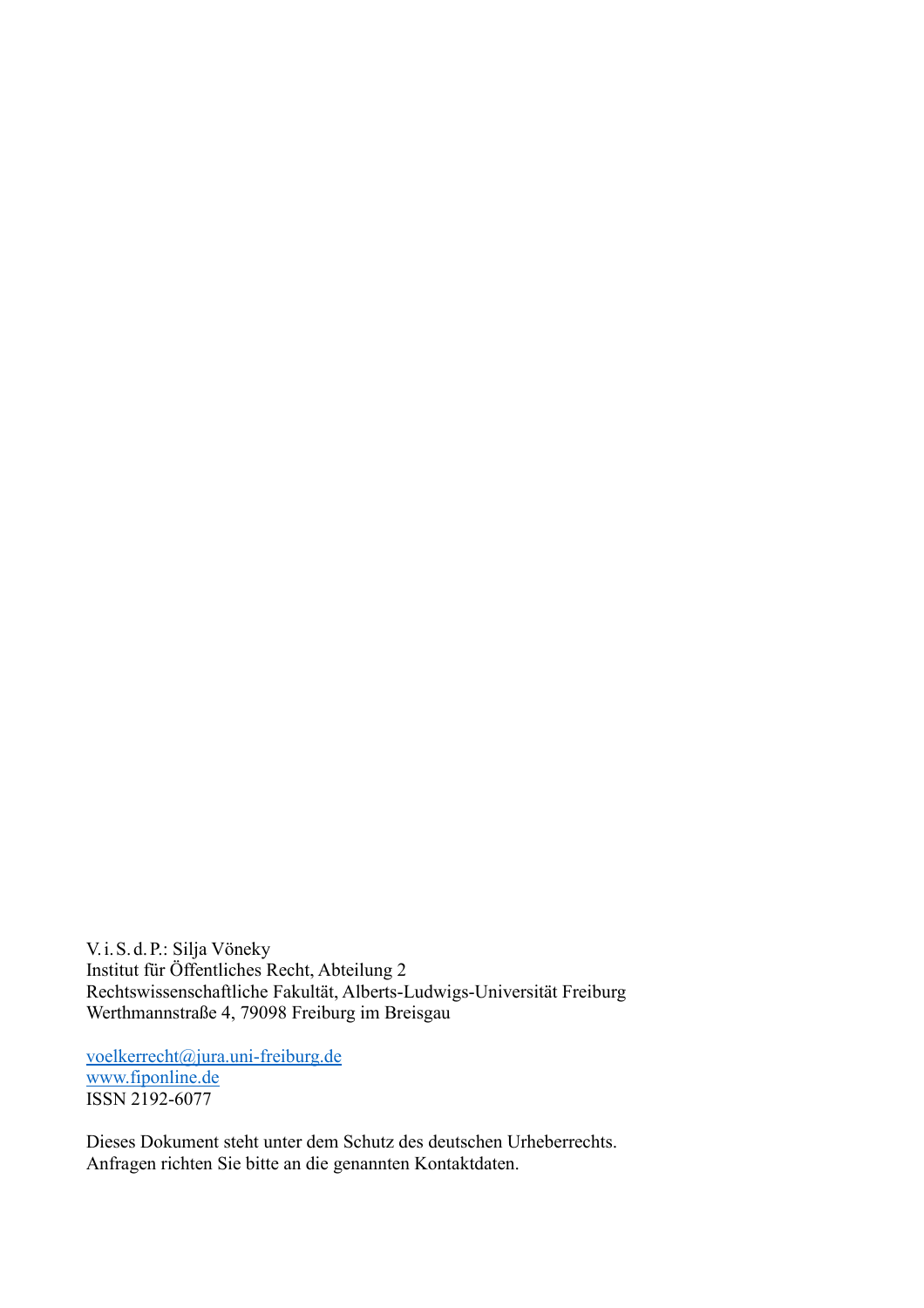V. i. S. d. P.: Silja Vöneky
Institut für Öffentliches Recht, Abteilung 2
Rechtswissenschaftliche Fakultät, Alberts-Ludwigs-Universität Freiburg
Werthmannstraße 4, 79098 Freiburg im Breisgau

voelkerrecht@jura.uni-freiburg.de
www.fiponline.de
ISSN 2192-6077

Dieses Dokument steht unter dem Schutz des deutschen Urheberrechts.
Anfragen richten Sie bitte an die genannten Kontaktdaten.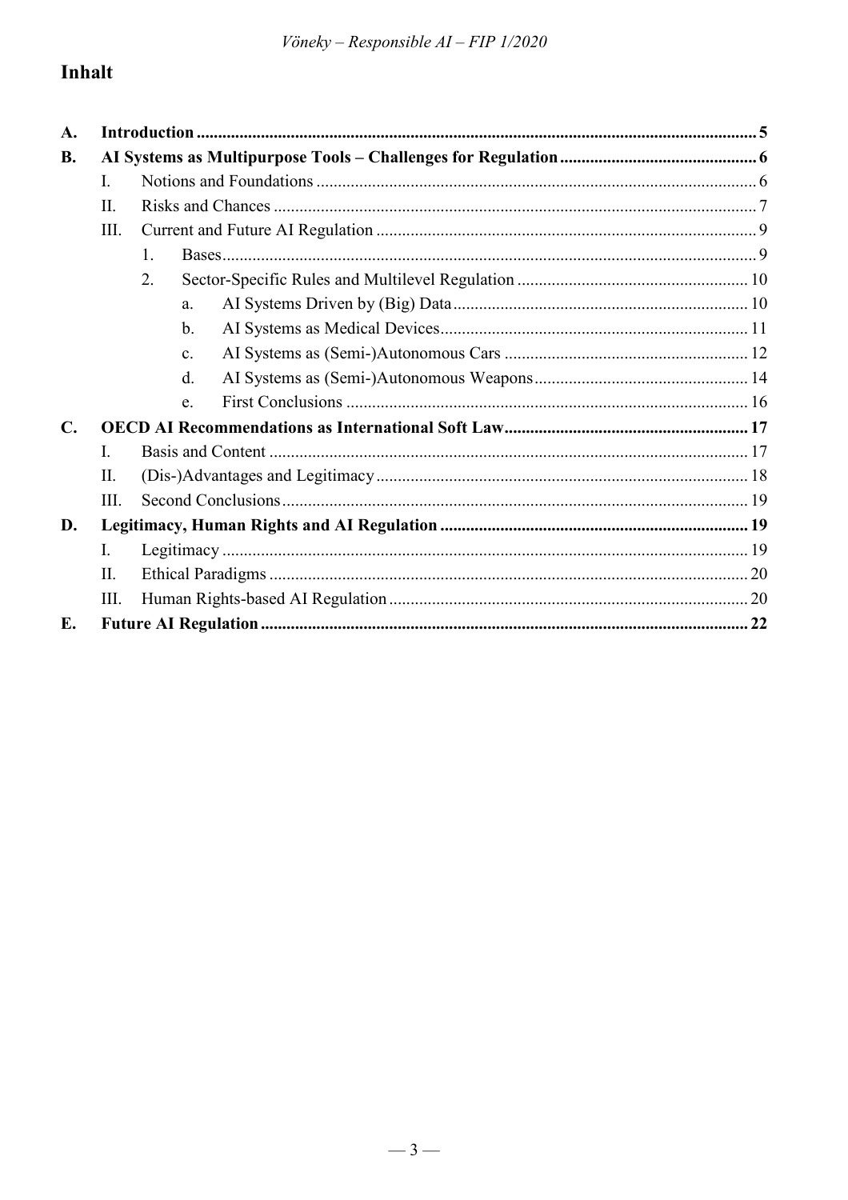# Inhalt

- **A. Introduction** ... 5
- **B. AI Systems as Multipurpose Tools – Challenges for Regulation** ... 6
  - I. Notions and Foundations ... 6
  - II. Risks and Chances ... 7
  - III. Current and Future AI Regulation ... 9
    - 1. Bases ... 9
    - 2. Sector-Specific Rules and Multilevel Regulation ... 10
      - a. AI Systems Driven by (Big) Data ... 10
      - b. AI Systems as Medical Devices ... 11
      - c. AI Systems as (Semi-)Autonomous Cars ... 12
      - d. AI Systems as (Semi-)Autonomous Weapons ... 14
      - e. First Conclusions ... 16
- **C. OECD AI Recommendations as International Soft Law** ... 17
  - I. Basis and Content ... 17
  - II. (Dis-)Advantages and Legitimacy ... 18
  - III. Second Conclusions ... 19
- **D. Legitimacy, Human Rights and AI Regulation** ... 19
  - I. Legitimacy ... 19
  - II. Ethical Paradigms ... 20
  - III. Human Rights-based AI Regulation ... 20
- **E. Future AI Regulation** ... 22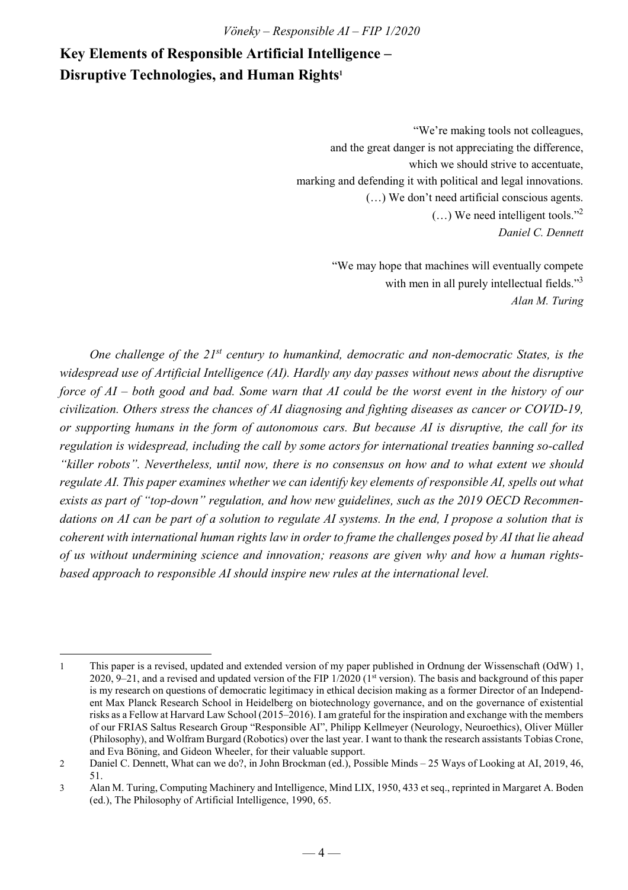# Key Elements of Responsible Artificial Intelligence – Disruptive Technologies, and Human Rights[1]

> "We're making tools not colleagues,
> and the great danger is not appreciating the difference,
> which we should strive to accentuate,
> marking and defending it with political and legal innovations.
> (…) We don't need artificial conscious agents.
> (…) We need intelligent tools."[2]
> *Daniel C. Dennett*

> "We may hope that machines will eventually compete
> with men in all purely intellectual fields."[3]
> *Alan M. Turing*

*One challenge of the 21st century to humankind, democratic and non-democratic States, is the widespread use of Artificial Intelligence (AI). Hardly any day passes without news about the disruptive force of AI – both good and bad. Some warn that AI could be the worst event in the history of our civilization. Others stress the chances of AI diagnosing and fighting diseases as cancer or COVID-19, or supporting humans in the form of autonomous cars. But because AI is disruptive, the call for its regulation is widespread, including the call by some actors for international treaties banning so-called "killer robots". Nevertheless, until now, there is no consensus on how and to what extent we should regulate AI. This paper examines whether we can identify key elements of responsible AI, spells out what exists as part of "top-down" regulation, and how new guidelines, such as the 2019 OECD Recommendations on AI can be part of a solution to regulate AI systems. In the end, I propose a solution that is coherent with international human rights law in order to frame the challenges posed by AI that lie ahead of us without undermining science and innovation; reasons are given why and how a human rights-based approach to responsible AI should inspire new rules at the international level.*

---

1 This paper is a revised, updated and extended version of my paper published in Ordnung der Wissenschaft (OdW) 1, 2020, 9–21, and a revised and updated version of the FIP 1/2020 (1st version). The basis and background of this paper is my research on questions of democratic legitimacy in ethical decision making as a former Director of an Independent Max Planck Research School in Heidelberg on biotechnology governance, and on the governance of existential risks as a Fellow at Harvard Law School (2015–2016). I am grateful for the inspiration and exchange with the members of our FRIAS Saltus Research Group "Responsible AI", Philipp Kellmeyer (Neurology, Neuroethics), Oliver Müller (Philosophy), and Wolfram Burgard (Robotics) over the last year. I want to thank the research assistants Tobias Crone, and Eva Böning, and Gideon Wheeler, for their valuable support.

2 Daniel C. Dennett, What can we do?, in John Brockman (ed.), Possible Minds – 25 Ways of Looking at AI, 2019, 46, 51.

3 Alan M. Turing, Computing Machinery and Intelligence, Mind LIX, 1950, 433 et seq., reprinted in Margaret A. Boden (ed.), The Philosophy of Artificial Intelligence, 1990, 65.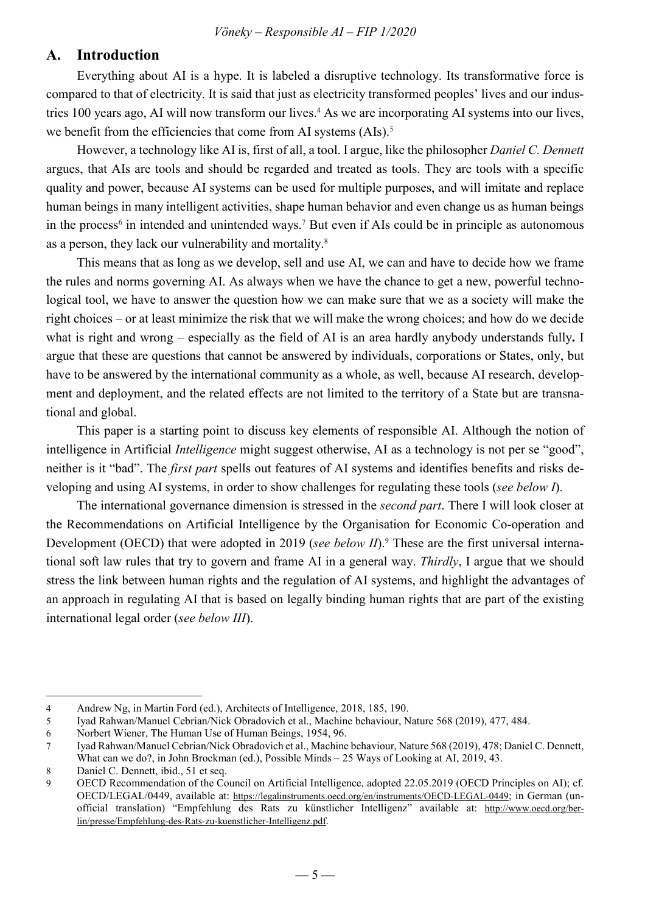## A. Introduction

Everything about AI is a hype. It is labeled a disruptive technology. Its transformative force is compared to that of electricity. It is said that just as electricity transformed peoples' lives and our industries 100 years ago, AI will now transform our lives.[4] As we are incorporating AI systems into our lives, we benefit from the efficiencies that come from AI systems (AIs).[5]

However, a technology like AI is, first of all, a tool. I argue, like the philosopher *Daniel C. Dennett* argues, that AIs are tools and should be regarded and treated as tools. They are tools with a specific quality and power, because AI systems can be used for multiple purposes, and will imitate and replace human beings in many intelligent activities, shape human behavior and even change us as human beings in the process[6] in intended and unintended ways.[7] But even if AIs could be in principle as autonomous as a person, they lack our vulnerability and mortality.[8]

This means that as long as we develop, sell and use AI, we can and have to decide how we frame the rules and norms governing AI. As always when we have the chance to get a new, powerful technological tool, we have to answer the question how we can make sure that we as a society will make the right choices – or at least minimize the risk that we will make the wrong choices; and how do we decide what is right and wrong – especially as the field of AI is an area hardly anybody understands fully**.** I argue that these are questions that cannot be answered by individuals, corporations or States, only, but have to be answered by the international community as a whole, as well, because AI research, development and deployment, and the related effects are not limited to the territory of a State but are transnational and global.

This paper is a starting point to discuss key elements of responsible AI. Although the notion of intelligence in Artificial *Intelligence* might suggest otherwise, AI as a technology is not per se "good", neither is it "bad". The *first part* spells out features of AI systems and identifies benefits and risks developing and using AI systems, in order to show challenges for regulating these tools (*see below I*).

The international governance dimension is stressed in the *second part*. There I will look closer at the Recommendations on Artificial Intelligence by the Organisation for Economic Co-operation and Development (OECD) that were adopted in 2019 (*see below II*).[9] These are the first universal international soft law rules that try to govern and frame AI in a general way. *Thirdly*, I argue that we should stress the link between human rights and the regulation of AI systems, and highlight the advantages of an approach in regulating AI that is based on legally binding human rights that are part of the existing international legal order (*see below III*).

---

4 Andrew Ng, in Martin Ford (ed.), Architects of Intelligence, 2018, 185, 190.

5 Iyad Rahwan/Manuel Cebrian/Nick Obradovich et al., Machine behaviour, Nature 568 (2019), 477, 484.

6 Norbert Wiener, The Human Use of Human Beings, 1954, 96.

7 Iyad Rahwan/Manuel Cebrian/Nick Obradovich et al., Machine behaviour, Nature 568 (2019), 478; Daniel C. Dennett, What can we do?, in John Brockman (ed.), Possible Minds – 25 Ways of Looking at AI, 2019, 43.

8 Daniel C. Dennett, ibid., 51 et seq.

9 OECD Recommendation of the Council on Artificial Intelligence, adopted 22.05.2019 (OECD Principles on AI); cf. OECD/LEGAL/0449, available at: https://legalinstruments.oecd.org/en/instruments/OECD-LEGAL-0449; in German (unofficial translation) "Empfehlung des Rats zu künstlicher Intelligenz" available at: http://www.oecd.org/berlin/presse/Empfehlung-des-Rats-zu-kuenstlicher-Intelligenz.pdf.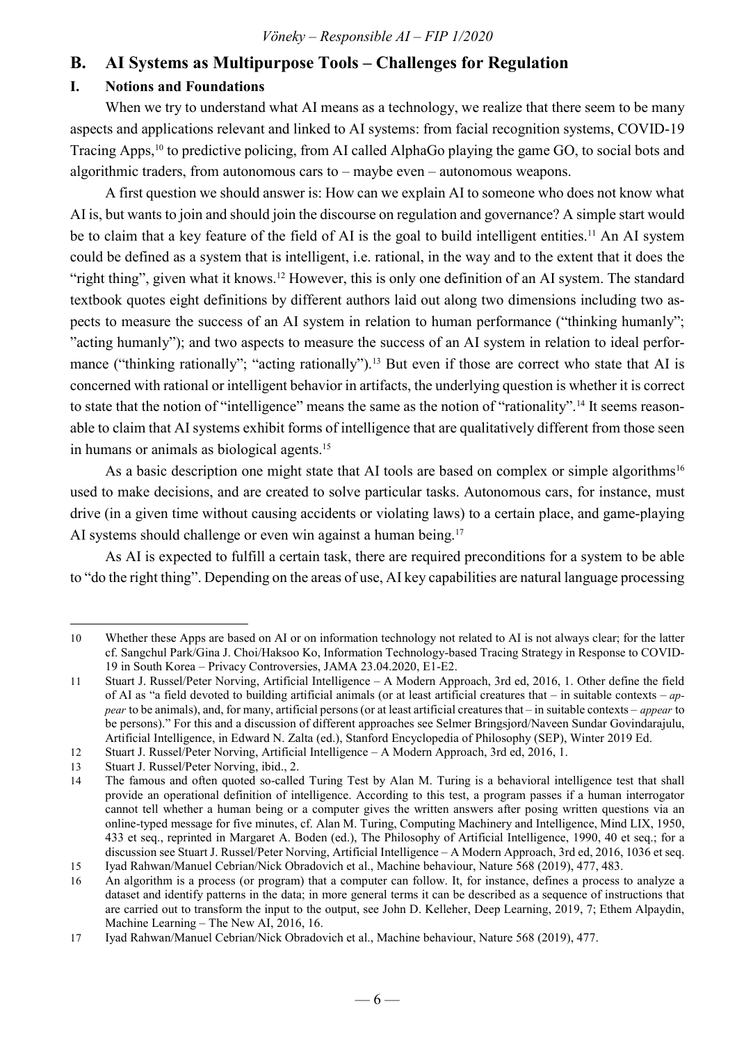## B. AI Systems as Multipurpose Tools – Challenges for Regulation

### I. Notions and Foundations

When we try to understand what AI means as a technology, we realize that there seem to be many aspects and applications relevant and linked to AI systems: from facial recognition systems, COVID-19 Tracing Apps,[10] to predictive policing, from AI called AlphaGo playing the game GO, to social bots and algorithmic traders, from autonomous cars to – maybe even – autonomous weapons.

A first question we should answer is: How can we explain AI to someone who does not know what AI is, but wants to join and should join the discourse on regulation and governance? A simple start would be to claim that a key feature of the field of AI is the goal to build intelligent entities.[11] An AI system could be defined as a system that is intelligent, i.e. rational, in the way and to the extent that it does the "right thing", given what it knows.[12] However, this is only one definition of an AI system. The standard textbook quotes eight definitions by different authors laid out along two dimensions including two aspects to measure the success of an AI system in relation to human performance ("thinking humanly"; "acting humanly"); and two aspects to measure the success of an AI system in relation to ideal performance ("thinking rationally"; "acting rationally").[13] But even if those are correct who state that AI is concerned with rational or intelligent behavior in artifacts, the underlying question is whether it is correct to state that the notion of "intelligence" means the same as the notion of "rationality".[14] It seems reasonable to claim that AI systems exhibit forms of intelligence that are qualitatively different from those seen in humans or animals as biological agents.[15]

As a basic description one might state that AI tools are based on complex or simple algorithms[16] used to make decisions, and are created to solve particular tasks. Autonomous cars, for instance, must drive (in a given time without causing accidents or violating laws) to a certain place, and game-playing AI systems should challenge or even win against a human being.[17]

As AI is expected to fulfill a certain task, there are required preconditions for a system to be able to "do the right thing". Depending on the areas of use, AI key capabilities are natural language processing

---

10 Whether these Apps are based on AI or on information technology not related to AI is not always clear; for the latter cf. Sangchul Park/Gina J. Choi/Haksoo Ko, Information Technology-based Tracing Strategy in Response to COVID-19 in South Korea – Privacy Controversies, JAMA 23.04.2020, E1-E2.

11 Stuart J. Russel/Peter Norving, Artificial Intelligence – A Modern Approach, 3rd ed, 2016, 1. Other define the field of AI as "a field devoted to building artificial animals (or at least artificial creatures that – in suitable contexts – *appear* to be animals), and, for many, artificial persons (or at least artificial creatures that – in suitable contexts – *appear* to be persons)." For this and a discussion of different approaches see Selmer Bringsjord/Naveen Sundar Govindarajulu, Artificial Intelligence, in Edward N. Zalta (ed.), Stanford Encyclopedia of Philosophy (SEP), Winter 2019 Ed.

12 Stuart J. Russel/Peter Norving, Artificial Intelligence – A Modern Approach, 3rd ed, 2016, 1.

13 Stuart J. Russel/Peter Norving, ibid., 2.

14 The famous and often quoted so-called Turing Test by Alan M. Turing is a behavioral intelligence test that shall provide an operational definition of intelligence. According to this test, a program passes if a human interrogator cannot tell whether a human being or a computer gives the written answers after posing written questions via an online-typed message for five minutes, cf. Alan M. Turing, Computing Machinery and Intelligence, Mind LIX, 1950, 433 et seq., reprinted in Margaret A. Boden (ed.), The Philosophy of Artificial Intelligence, 1990, 40 et seq.; for a discussion see Stuart J. Russel/Peter Norving, Artificial Intelligence – A Modern Approach, 3rd ed, 2016, 1036 et seq.

15 Iyad Rahwan/Manuel Cebrian/Nick Obradovich et al., Machine behaviour, Nature 568 (2019), 477, 483.

16 An algorithm is a process (or program) that a computer can follow. It, for instance, defines a process to analyze a dataset and identify patterns in the data; in more general terms it can be described as a sequence of instructions that are carried out to transform the input to the output, see John D. Kelleher, Deep Learning, 2019, 7; Ethem Alpaydin, Machine Learning – The New AI, 2016, 16.

17 Iyad Rahwan/Manuel Cebrian/Nick Obradovich et al., Machine behaviour, Nature 568 (2019), 477.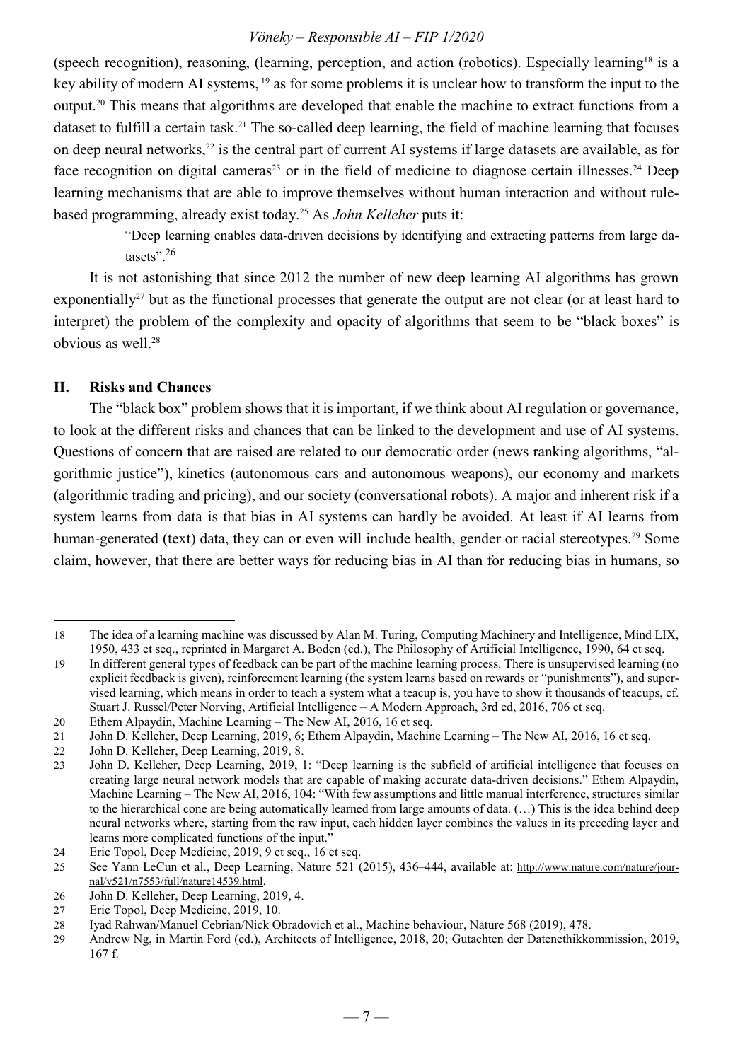(speech recognition), reasoning, (learning, perception, and action (robotics). Especially learning[18] is a key ability of modern AI systems, [19] as for some problems it is unclear how to transform the input to the output.[20] This means that algorithms are developed that enable the machine to extract functions from a dataset to fulfill a certain task.[21] The so-called deep learning, the field of machine learning that focuses on deep neural networks,[22] is the central part of current AI systems if large datasets are available, as for face recognition on digital cameras[23] or in the field of medicine to diagnose certain illnesses.[24] Deep learning mechanisms that are able to improve themselves without human interaction and without rule-based programming, already exist today.[25] As *John Kelleher* puts it:

> "Deep learning enables data-driven decisions by identifying and extracting patterns from large datasets".[26]

It is not astonishing that since 2012 the number of new deep learning AI algorithms has grown exponentially[27] but as the functional processes that generate the output are not clear (or at least hard to interpret) the problem of the complexity and opacity of algorithms that seem to be "black boxes" is obvious as well.[28]

## II. Risks and Chances

The "black box" problem shows that it is important, if we think about AI regulation or governance, to look at the different risks and chances that can be linked to the development and use of AI systems. Questions of concern that are raised are related to our democratic order (news ranking algorithms, "algorithmic justice"), kinetics (autonomous cars and autonomous weapons), our economy and markets (algorithmic trading and pricing), and our society (conversational robots). A major and inherent risk if a system learns from data is that bias in AI systems can hardly be avoided. At least if AI learns from human-generated (text) data, they can or even will include health, gender or racial stereotypes.[29] Some claim, however, that there are better ways for reducing bias in AI than for reducing bias in humans, so

---

18 The idea of a learning machine was discussed by Alan M. Turing, Computing Machinery and Intelligence, Mind LIX, 1950, 433 et seq., reprinted in Margaret A. Boden (ed.), The Philosophy of Artificial Intelligence, 1990, 64 et seq.

19 In different general types of feedback can be part of the machine learning process. There is unsupervised learning (no explicit feedback is given), reinforcement learning (the system learns based on rewards or "punishments"), and supervised learning, which means in order to teach a system what a teacup is, you have to show it thousands of teacups, cf. Stuart J. Russel/Peter Norving, Artificial Intelligence – A Modern Approach, 3rd ed, 2016, 706 et seq.

20 Ethem Alpaydin, Machine Learning – The New AI, 2016, 16 et seq.

21 John D. Kelleher, Deep Learning, 2019, 6; Ethem Alpaydin, Machine Learning – The New AI, 2016, 16 et seq.

22 John D. Kelleher, Deep Learning, 2019, 8.

23 John D. Kelleher, Deep Learning, 2019, 1: "Deep learning is the subfield of artificial intelligence that focuses on creating large neural network models that are capable of making accurate data-driven decisions." Ethem Alpaydin, Machine Learning – The New AI, 2016, 104: "With few assumptions and little manual interference, structures similar to the hierarchical cone are being automatically learned from large amounts of data. (…) This is the idea behind deep neural networks where, starting from the raw input, each hidden layer combines the values in its preceding layer and learns more complicated functions of the input."

24 Eric Topol, Deep Medicine, 2019, 9 et seq., 16 et seq.

25 See Yann LeCun et al., Deep Learning, Nature 521 (2015), 436–444, available at: http://www.nature.com/nature/journal/v521/n7553/full/nature14539.html.

26 John D. Kelleher, Deep Learning, 2019, 4.

27 Eric Topol, Deep Medicine, 2019, 10.

28 Iyad Rahwan/Manuel Cebrian/Nick Obradovich et al., Machine behaviour, Nature 568 (2019), 478.

29 Andrew Ng, in Martin Ford (ed.), Architects of Intelligence, 2018, 20; Gutachten der Datenethikkommission, 2019, 167 f.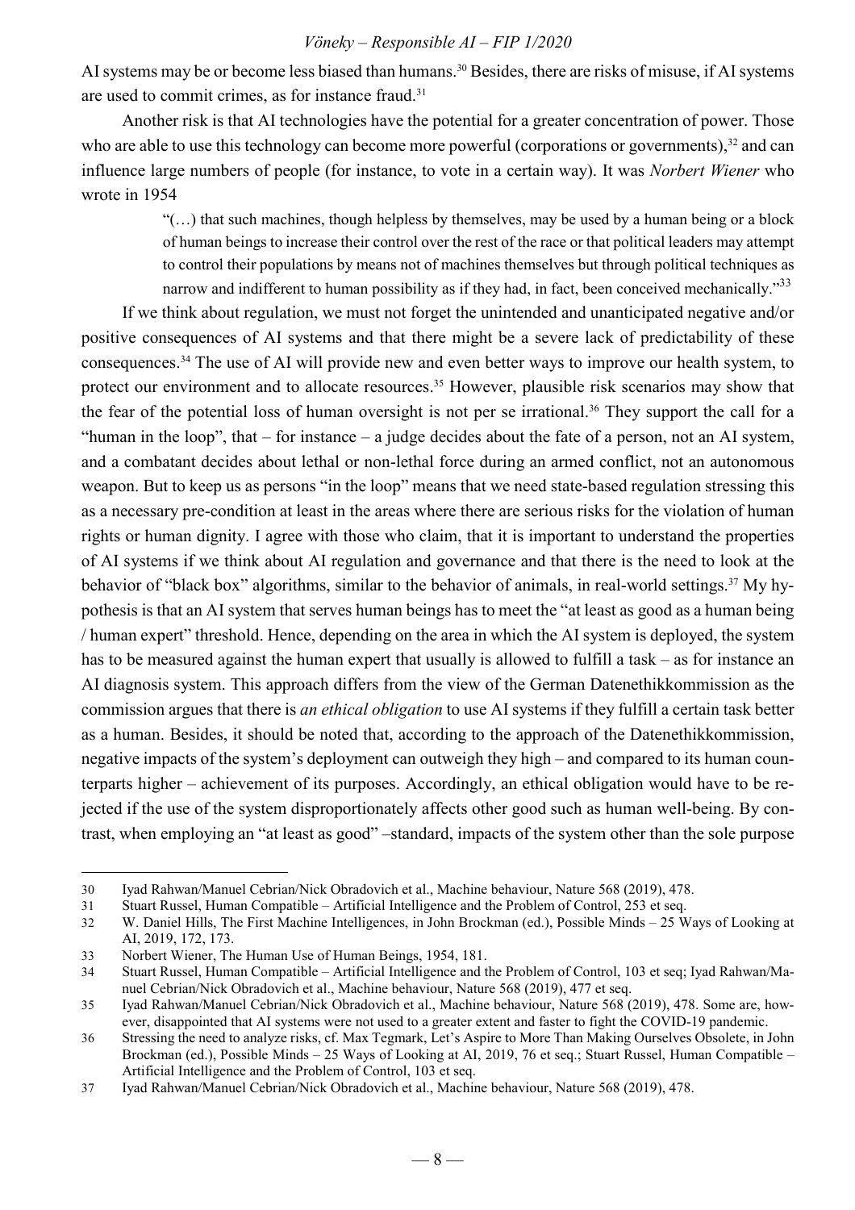AI systems may be or become less biased than humans.[30] Besides, there are risks of misuse, if AI systems are used to commit crimes, as for instance fraud.[31]

Another risk is that AI technologies have the potential for a greater concentration of power. Those who are able to use this technology can become more powerful (corporations or governments),[32] and can influence large numbers of people (for instance, to vote in a certain way). It was *Norbert Wiener* who wrote in 1954

> "(…) that such machines, though helpless by themselves, may be used by a human being or a block of human beings to increase their control over the rest of the race or that political leaders may attempt to control their populations by means not of machines themselves but through political techniques as narrow and indifferent to human possibility as if they had, in fact, been conceived mechanically."[33]

If we think about regulation, we must not forget the unintended and unanticipated negative and/or positive consequences of AI systems and that there might be a severe lack of predictability of these consequences.[34] The use of AI will provide new and even better ways to improve our health system, to protect our environment and to allocate resources.[35] However, plausible risk scenarios may show that the fear of the potential loss of human oversight is not per se irrational.[36] They support the call for a "human in the loop", that – for instance – a judge decides about the fate of a person, not an AI system, and a combatant decides about lethal or non-lethal force during an armed conflict, not an autonomous weapon. But to keep us as persons "in the loop" means that we need state-based regulation stressing this as a necessary pre-condition at least in the areas where there are serious risks for the violation of human rights or human dignity. I agree with those who claim, that it is important to understand the properties of AI systems if we think about AI regulation and governance and that there is the need to look at the behavior of "black box" algorithms, similar to the behavior of animals, in real-world settings.[37] My hypothesis is that an AI system that serves human beings has to meet the "at least as good as a human being / human expert" threshold. Hence, depending on the area in which the AI system is deployed, the system has to be measured against the human expert that usually is allowed to fulfill a task – as for instance an AI diagnosis system. This approach differs from the view of the German Datenethikkommission as the commission argues that there is *an ethical obligation* to use AI systems if they fulfill a certain task better as a human. Besides, it should be noted that, according to the approach of the Datenethikkommission, negative impacts of the system's deployment can outweigh they high – and compared to its human counterparts higher – achievement of its purposes. Accordingly, an ethical obligation would have to be rejected if the use of the system disproportionately affects other good such as human well-being. By contrast, when employing an "at least as good" –standard, impacts of the system other than the sole purpose

---

30 Iyad Rahwan/Manuel Cebrian/Nick Obradovich et al., Machine behaviour, Nature 568 (2019), 478.

31 Stuart Russel, Human Compatible – Artificial Intelligence and the Problem of Control, 253 et seq.

32 W. Daniel Hills, The First Machine Intelligences, in John Brockman (ed.), Possible Minds – 25 Ways of Looking at AI, 2019, 172, 173.

33 Norbert Wiener, The Human Use of Human Beings, 1954, 181.

34 Stuart Russel, Human Compatible – Artificial Intelligence and the Problem of Control, 103 et seq; Iyad Rahwan/Manuel Cebrian/Nick Obradovich et al., Machine behaviour, Nature 568 (2019), 477 et seq.

35 Iyad Rahwan/Manuel Cebrian/Nick Obradovich et al., Machine behaviour, Nature 568 (2019), 478. Some are, however, disappointed that AI systems were not used to a greater extent and faster to fight the COVID-19 pandemic.

36 Stressing the need to analyze risks, cf. Max Tegmark, Let's Aspire to More Than Making Ourselves Obsolete, in John Brockman (ed.), Possible Minds – 25 Ways of Looking at AI, 2019, 76 et seq.; Stuart Russel, Human Compatible – Artificial Intelligence and the Problem of Control, 103 et seq.

37 Iyad Rahwan/Manuel Cebrian/Nick Obradovich et al., Machine behaviour, Nature 568 (2019), 478.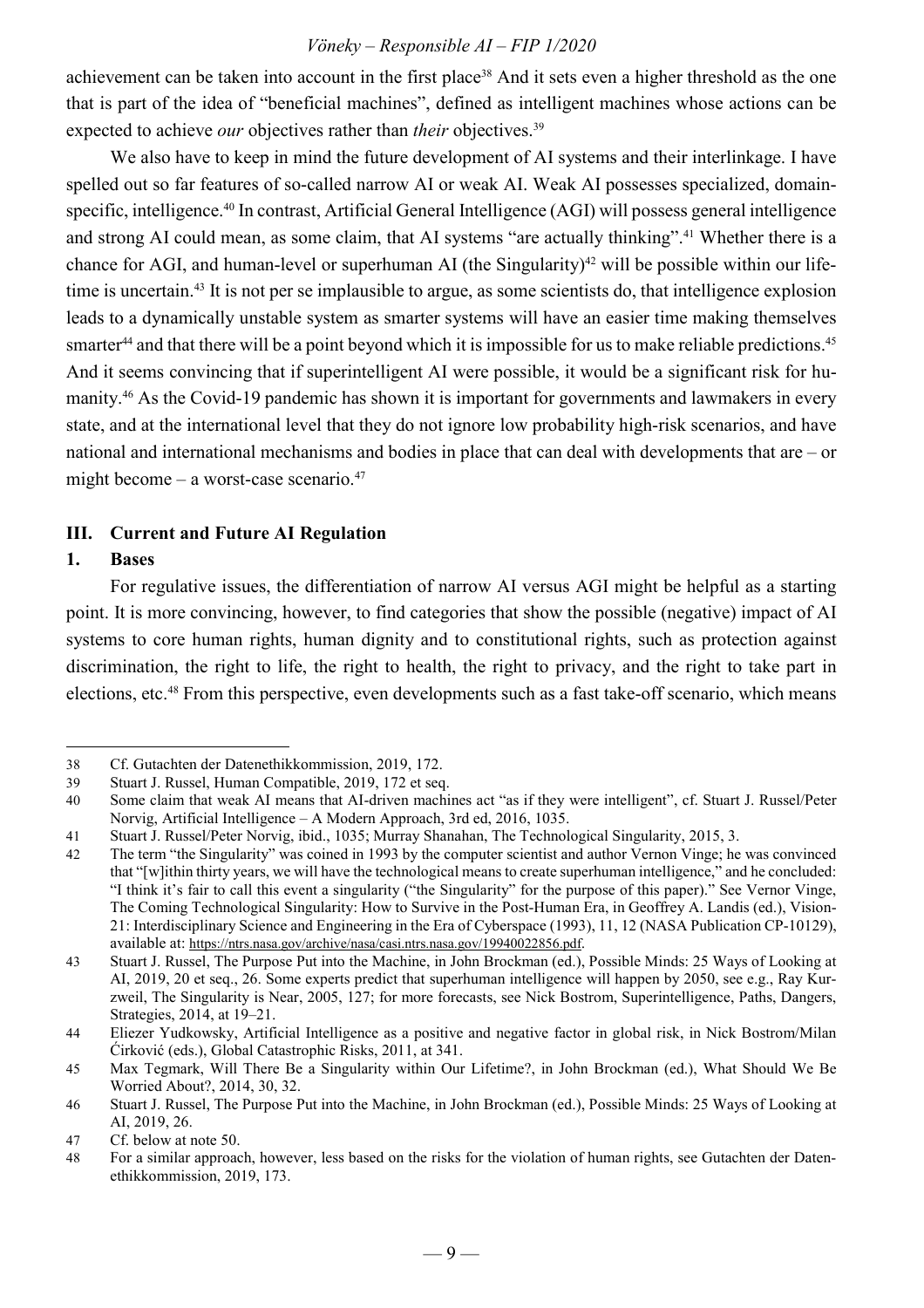achievement can be taken into account in the first place[38] And it sets even a higher threshold as the one that is part of the idea of "beneficial machines", defined as intelligent machines whose actions can be expected to achieve *our* objectives rather than *their* objectives.[39]

We also have to keep in mind the future development of AI systems and their interlinkage. I have spelled out so far features of so-called narrow AI or weak AI. Weak AI possesses specialized, domain-specific, intelligence.[40] In contrast, Artificial General Intelligence (AGI) will possess general intelligence and strong AI could mean, as some claim, that AI systems "are actually thinking".[41] Whether there is a chance for AGI, and human-level or superhuman AI (the Singularity)[42] will be possible within our lifetime is uncertain.[43] It is not per se implausible to argue, as some scientists do, that intelligence explosion leads to a dynamically unstable system as smarter systems will have an easier time making themselves smarter[44] and that there will be a point beyond which it is impossible for us to make reliable predictions.[45] And it seems convincing that if superintelligent AI were possible, it would be a significant risk for humanity.[46] As the Covid-19 pandemic has shown it is important for governments and lawmakers in every state, and at the international level that they do not ignore low probability high-risk scenarios, and have national and international mechanisms and bodies in place that can deal with developments that are – or might become – a worst-case scenario.[47]

## III. Current and Future AI Regulation

### 1. Bases

For regulative issues, the differentiation of narrow AI versus AGI might be helpful as a starting point. It is more convincing, however, to find categories that show the possible (negative) impact of AI systems to core human rights, human dignity and to constitutional rights, such as protection against discrimination, the right to life, the right to health, the right to privacy, and the right to take part in elections, etc.[48] From this perspective, even developments such as a fast take-off scenario, which means

---

38 Cf. Gutachten der Datenethikkommission, 2019, 172.

39 Stuart J. Russel, Human Compatible, 2019, 172 et seq.

40 Some claim that weak AI means that AI-driven machines act "as if they were intelligent", cf. Stuart J. Russel/Peter Norvig, Artificial Intelligence – A Modern Approach, 3rd ed, 2016, 1035.

41 Stuart J. Russel/Peter Norvig, ibid., 1035; Murray Shanahan, The Technological Singularity, 2015, 3.

42 The term "the Singularity" was coined in 1993 by the computer scientist and author Vernon Vinge; he was convinced that "[w]ithin thirty years, we will have the technological means to create superhuman intelligence," and he concluded: "I think it's fair to call this event a singularity ("the Singularity" for the purpose of this paper)." See Vernor Vinge, The Coming Technological Singularity: How to Survive in the Post-Human Era, in Geoffrey A. Landis (ed.), Vision-21: Interdisciplinary Science and Engineering in the Era of Cyberspace (1993), 11, 12 (NASA Publication CP-10129), available at: https://ntrs.nasa.gov/archive/nasa/casi.ntrs.nasa.gov/19940022856.pdf.

43 Stuart J. Russel, The Purpose Put into the Machine, in John Brockman (ed.), Possible Minds: 25 Ways of Looking at AI, 2019, 20 et seq., 26. Some experts predict that superhuman intelligence will happen by 2050, see e.g., Ray Kurzweil, The Singularity is Near, 2005, 127; for more forecasts, see Nick Bostrom, Superintelligence, Paths, Dangers, Strategies, 2014, at 19–21.

44 Eliezer Yudkowsky, Artificial Intelligence as a positive and negative factor in global risk, in Nick Bostrom/Milan Ćirković (eds.), Global Catastrophic Risks, 2011, at 341.

45 Max Tegmark, Will There Be a Singularity within Our Lifetime?, in John Brockman (ed.), What Should We Be Worried About?, 2014, 30, 32.

46 Stuart J. Russel, The Purpose Put into the Machine, in John Brockman (ed.), Possible Minds: 25 Ways of Looking at AI, 2019, 26.

47 Cf. below at note 50.

48 For a similar approach, however, less based on the risks for the violation of human rights, see Gutachten der Datenethikkommission, 2019, 173.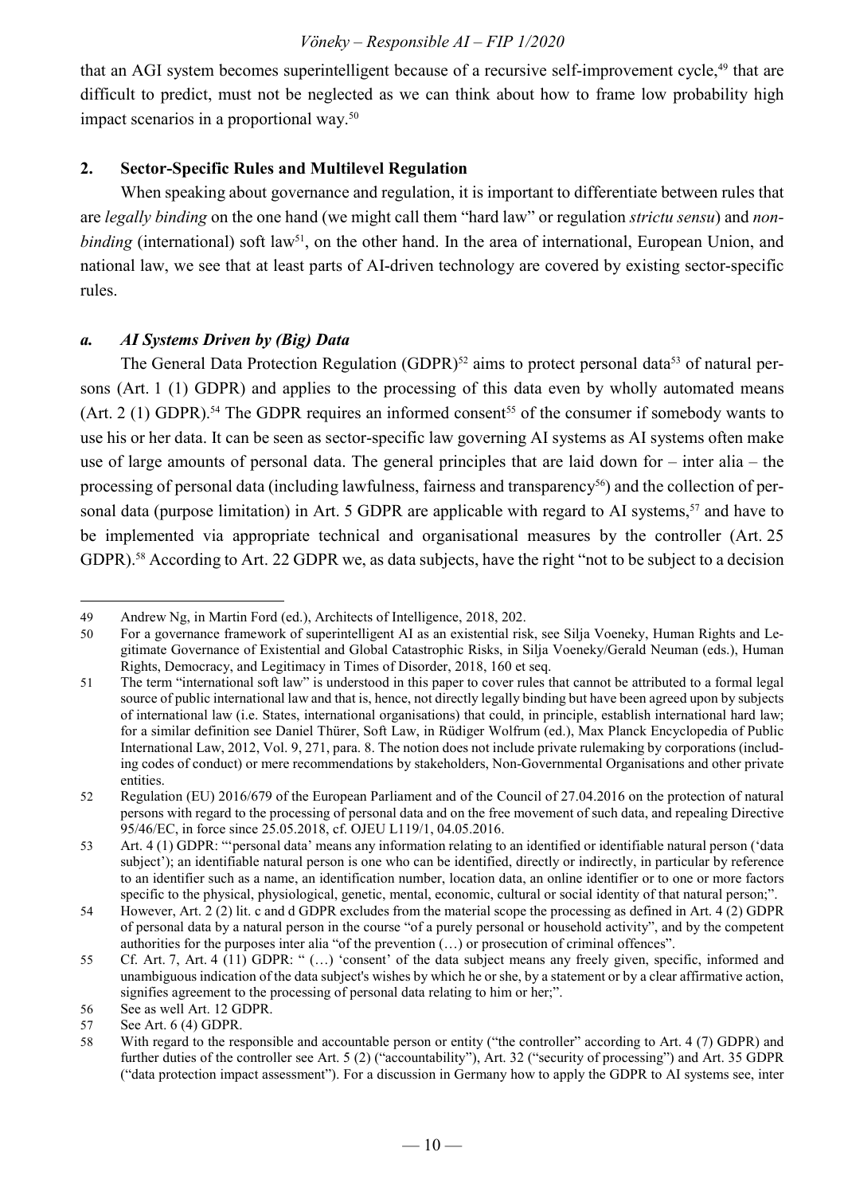that an AGI system becomes superintelligent because of a recursive self-improvement cycle,[49] that are difficult to predict, must not be neglected as we can think about how to frame low probability high impact scenarios in a proportional way.[50]

## 2. Sector-Specific Rules and Multilevel Regulation

When speaking about governance and regulation, it is important to differentiate between rules that are *legally binding* on the one hand (we might call them "hard law" or regulation *strictu sensu*) and *non-binding* (international) soft law[51], on the other hand. In the area of international, European Union, and national law, we see that at least parts of AI-driven technology are covered by existing sector-specific rules.

### *a. AI Systems Driven by (Big) Data*

The General Data Protection Regulation (GDPR)[52] aims to protect personal data[53] of natural persons (Art. 1 (1) GDPR) and applies to the processing of this data even by wholly automated means (Art. 2 (1) GDPR).[54] The GDPR requires an informed consent[55] of the consumer if somebody wants to use his or her data. It can be seen as sector-specific law governing AI systems as AI systems often make use of large amounts of personal data. The general principles that are laid down for – inter alia – the processing of personal data (including lawfulness, fairness and transparency[56]) and the collection of personal data (purpose limitation) in Art. 5 GDPR are applicable with regard to AI systems,[57] and have to be implemented via appropriate technical and organisational measures by the controller (Art. 25 GDPR).[58] According to Art. 22 GDPR we, as data subjects, have the right "not to be subject to a decision

---

49 Andrew Ng, in Martin Ford (ed.), Architects of Intelligence, 2018, 202.

50 For a governance framework of superintelligent AI as an existential risk, see Silja Voeneky, Human Rights and Legitimate Governance of Existential and Global Catastrophic Risks, in Silja Voeneky/Gerald Neuman (eds.), Human Rights, Democracy, and Legitimacy in Times of Disorder, 2018, 160 et seq.

51 The term "international soft law" is understood in this paper to cover rules that cannot be attributed to a formal legal source of public international law and that is, hence, not directly legally binding but have been agreed upon by subjects of international law (i.e. States, international organisations) that could, in principle, establish international hard law; for a similar definition see Daniel Thürer, Soft Law, in Rüdiger Wolfrum (ed.), Max Planck Encyclopedia of Public International Law, 2012, Vol. 9, 271, para. 8. The notion does not include private rulemaking by corporations (including codes of conduct) or mere recommendations by stakeholders, Non-Governmental Organisations and other private entities.

52 Regulation (EU) 2016/679 of the European Parliament and of the Council of 27.04.2016 on the protection of natural persons with regard to the processing of personal data and on the free movement of such data, and repealing Directive 95/46/EC, in force since 25.05.2018, cf. OJEU L119/1, 04.05.2016.

53 Art. 4 (1) GDPR: "'personal data' means any information relating to an identified or identifiable natural person ('data subject'); an identifiable natural person is one who can be identified, directly or indirectly, in particular by reference to an identifier such as a name, an identification number, location data, an online identifier or to one or more factors specific to the physical, physiological, genetic, mental, economic, cultural or social identity of that natural person;".

54 However, Art. 2 (2) lit. c and d GDPR excludes from the material scope the processing as defined in Art. 4 (2) GDPR of personal data by a natural person in the course "of a purely personal or household activity", and by the competent authorities for the purposes inter alia "of the prevention (…) or prosecution of criminal offences".

55 Cf. Art. 7, Art. 4 (11) GDPR: " (…) 'consent' of the data subject means any freely given, specific, informed and unambiguous indication of the data subject's wishes by which he or she, by a statement or by a clear affirmative action, signifies agreement to the processing of personal data relating to him or her;".

56 See as well Art. 12 GDPR.

57 See Art. 6 (4) GDPR.

58 With regard to the responsible and accountable person or entity ("the controller" according to Art. 4 (7) GDPR) and further duties of the controller see Art. 5 (2) ("accountability"), Art. 32 ("security of processing") and Art. 35 GDPR ("data protection impact assessment"). For a discussion in Germany how to apply the GDPR to AI systems see, inter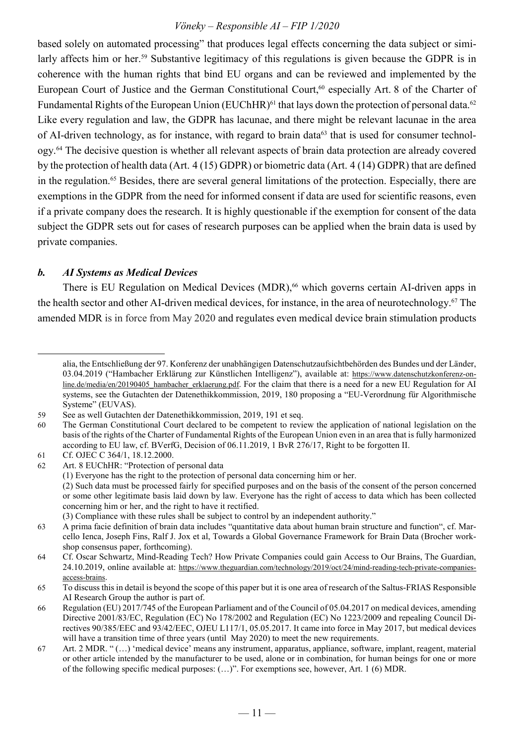based solely on automated processing" that produces legal effects concerning the data subject or similarly affects him or her.[59] Substantive legitimacy of this regulations is given because the GDPR is in coherence with the human rights that bind EU organs and can be reviewed and implemented by the European Court of Justice and the German Constitutional Court,[60] especially Art. 8 of the Charter of Fundamental Rights of the European Union (EUChHR)[61] that lays down the protection of personal data.[62] Like every regulation and law, the GDPR has lacunae, and there might be relevant lacunae in the area of AI-driven technology, as for instance, with regard to brain data[63] that is used for consumer technology.[64] The decisive question is whether all relevant aspects of brain data protection are already covered by the protection of health data (Art. 4 (15) GDPR) or biometric data (Art. 4 (14) GDPR) that are defined in the regulation.[65] Besides, there are several general limitations of the protection. Especially, there are exemptions in the GDPR from the need for informed consent if data are used for scientific reasons, even if a private company does the research. It is highly questionable if the exemption for consent of the data subject the GDPR sets out for cases of research purposes can be applied when the brain data is used by private companies.

### *b. AI Systems as Medical Devices*

There is EU Regulation on Medical Devices (MDR),[66] which governs certain AI-driven apps in the health sector and other AI-driven medical devices, for instance, in the area of neurotechnology.[67] The amended MDR is in force from May 2020 and regulates even medical device brain stimulation products

---

alia, the Entschließung der 97. Konferenz der unabhängigen Datenschutzaufsichtbehörden des Bundes und der Länder, 03.04.2019 ("Hambacher Erklärung zur Künstlichen Intelligenz"), available at: https://www.datenschutzkonferenz-online.de/media/en/20190405_hambacher_erklaerung.pdf. For the claim that there is a need for a new EU Regulation for AI systems, see the Gutachten der Datenethikkommission, 2019, 180 proposing a "EU-Verordnung für Algorithmische Systeme" (EUVAS).

59 See as well Gutachten der Datenethikkommission, 2019, 191 et seq.

60 The German Constitutional Court declared to be competent to review the application of national legislation on the basis of the rights of the Charter of Fundamental Rights of the European Union even in an area that is fully harmonized according to EU law, cf. BVerfG, Decision of 06.11.2019, 1 BvR 276/17, Right to be forgotten II.

61 Cf. OJEC C 364/1, 18.12.2000.

62 Art. 8 EUChHR: "Protection of personal data
(1) Everyone has the right to the protection of personal data concerning him or her.
(2) Such data must be processed fairly for specified purposes and on the basis of the consent of the person concerned or some other legitimate basis laid down by law. Everyone has the right of access to data which has been collected concerning him or her, and the right to have it rectified.
(3) Compliance with these rules shall be subject to control by an independent authority."

63 A prima facie definition of brain data includes "quantitative data about human brain structure and function", cf. Marcello Ienca, Joseph Fins, Ralf J. Jox et al, Towards a Global Governance Framework for Brain Data (Brocher workshop consensus paper, forthcoming).

64 Cf. Oscar Schwartz, Mind-Reading Tech? How Private Companies could gain Access to Our Brains, The Guardian, 24.10.2019, online available at: https://www.theguardian.com/technology/2019/oct/24/mind-reading-tech-private-companies-access-brains.

65 To discuss this in detail is beyond the scope of this paper but it is one area of research of the Saltus-FRIAS Responsible AI Research Group the author is part of.

66 Regulation (EU) 2017/745 of the European Parliament and of the Council of 05.04.2017 on medical devices, amending Directive 2001/83/EC, Regulation (EC) No 178/2002 and Regulation (EC) No 1223/2009 and repealing Council Directives 90/385/EEC and 93/42/EEC, OJEU L117/1, 05.05.2017. It came into force in May 2017, but medical devices will have a transition time of three years (until May 2020) to meet the new requirements.

67 Art. 2 MDR. " (…) 'medical device' means any instrument, apparatus, appliance, software, implant, reagent, material or other article intended by the manufacturer to be used, alone or in combination, for human beings for one or more of the following specific medical purposes: (…)". For exemptions see, however, Art. 1 (6) MDR.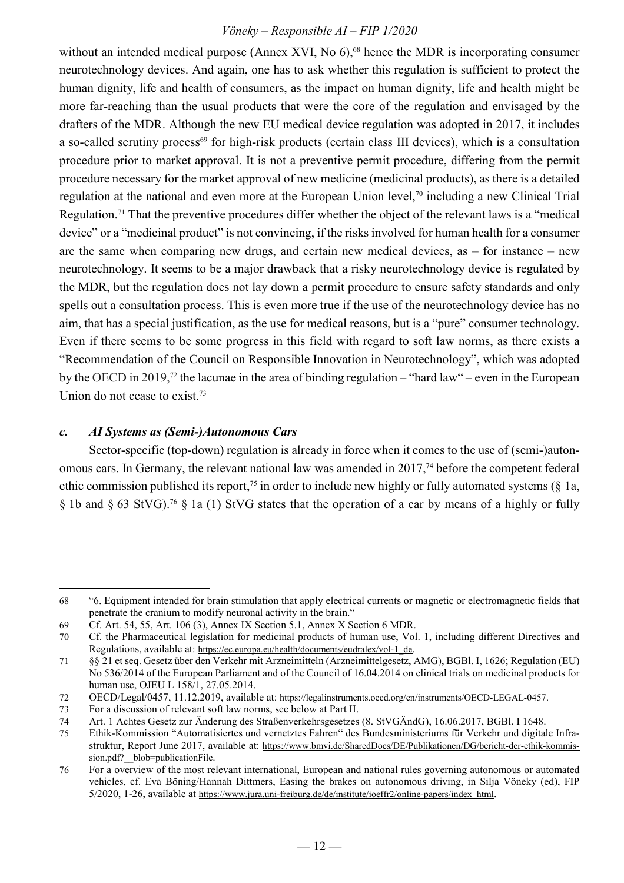without an intended medical purpose (Annex XVI, No 6),[68] hence the MDR is incorporating consumer neurotechnology devices. And again, one has to ask whether this regulation is sufficient to protect the human dignity, life and health of consumers, as the impact on human dignity, life and health might be more far-reaching than the usual products that were the core of the regulation and envisaged by the drafters of the MDR. Although the new EU medical device regulation was adopted in 2017, it includes a so-called scrutiny process[69] for high-risk products (certain class III devices), which is a consultation procedure prior to market approval. It is not a preventive permit procedure, differing from the permit procedure necessary for the market approval of new medicine (medicinal products), as there is a detailed regulation at the national and even more at the European Union level,[70] including a new Clinical Trial Regulation.[71] That the preventive procedures differ whether the object of the relevant laws is a "medical device" or a "medicinal product" is not convincing, if the risks involved for human health for a consumer are the same when comparing new drugs, and certain new medical devices, as – for instance – new neurotechnology. It seems to be a major drawback that a risky neurotechnology device is regulated by the MDR, but the regulation does not lay down a permit procedure to ensure safety standards and only spells out a consultation process. This is even more true if the use of the neurotechnology device has no aim, that has a special justification, as the use for medical reasons, but is a "pure" consumer technology. Even if there seems to be some progress in this field with regard to soft law norms, as there exists a "Recommendation of the Council on Responsible Innovation in Neurotechnology", which was adopted by the OECD in 2019,[72] the lacunae in the area of binding regulation – "hard law" – even in the European Union do not cease to exist.[73]

### *c. AI Systems as (Semi-)Autonomous Cars*

Sector-specific (top-down) regulation is already in force when it comes to the use of (semi-)autonomous cars. In Germany, the relevant national law was amended in 2017,[74] before the competent federal ethic commission published its report,[75] in order to include new highly or fully automated systems (§ 1a, § 1b and § 63 StVG).[76] § 1a (1) StVG states that the operation of a car by means of a highly or fully

---

68 "6. Equipment intended for brain stimulation that apply electrical currents or magnetic or electromagnetic fields that penetrate the cranium to modify neuronal activity in the brain."

69 Cf. Art. 54, 55, Art. 106 (3), Annex IX Section 5.1, Annex X Section 6 MDR.

70 Cf. the Pharmaceutical legislation for medicinal products of human use, Vol. 1, including different Directives and Regulations, available at: https://ec.europa.eu/health/documents/eudralex/vol-1_de.

71 §§ 21 et seq. Gesetz über den Verkehr mit Arzneimitteln (Arzneimittelgesetz, AMG), BGBl. I, 1626; Regulation (EU) No 536/2014 of the European Parliament and of the Council of 16.04.2014 on clinical trials on medicinal products for human use, OJEU L 158/1, 27.05.2014.

72 OECD/Legal/0457, 11.12.2019, available at: https://legalinstruments.oecd.org/en/instruments/OECD-LEGAL-0457.

73 For a discussion of relevant soft law norms, see below at Part II.

74 Art. 1 Achtes Gesetz zur Änderung des Straßenverkehrsgesetzes (8. StVGÄndG), 16.06.2017, BGBl. I 1648.

75 Ethik-Kommission "Automatisiertes und vernetztes Fahren" des Bundesministeriums für Verkehr und digitale Infrastruktur, Report June 2017, available at: https://www.bmvi.de/SharedDocs/DE/Publikationen/DG/bericht-der-ethik-kommission.pdf?__blob=publicationFile.

76 For a overview of the most relevant international, European and national rules governing autonomous or automated vehicles, cf. Eva Böning/Hannah Dittmers, Easing the brakes on autonomous driving, in Silja Vöneky (ed), FIP 5/2020, 1-26, available at https://www.jura.uni-freiburg.de/de/institute/ioeffr2/online-papers/index_html.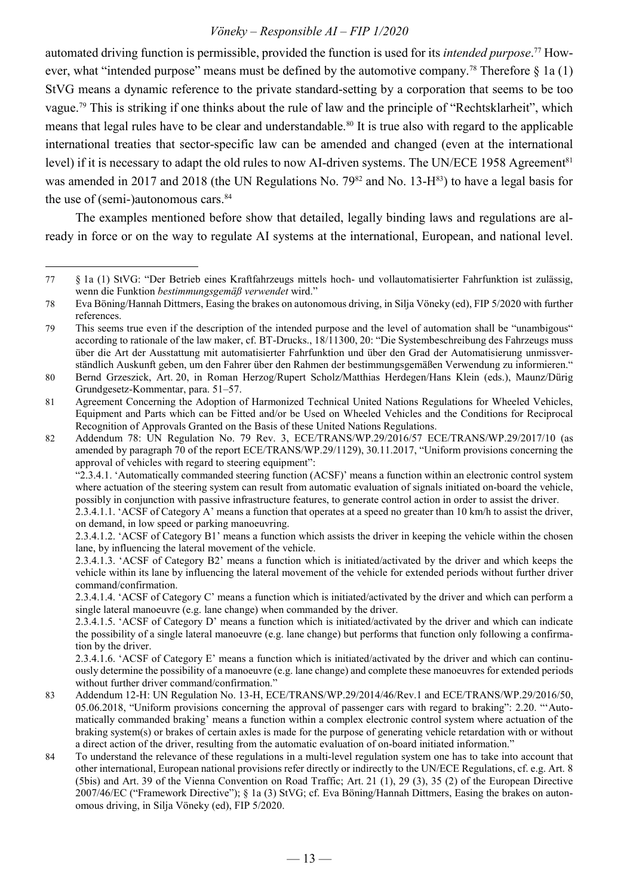automated driving function is permissible, provided the function is used for its *intended purpose*.[77] However, what "intended purpose" means must be defined by the automotive company.[78] Therefore § 1a (1) StVG means a dynamic reference to the private standard-setting by a corporation that seems to be too vague.[79] This is striking if one thinks about the rule of law and the principle of "Rechtsklarheit", which means that legal rules have to be clear and understandable.[80] It is true also with regard to the applicable international treaties that sector-specific law can be amended and changed (even at the international level) if it is necessary to adapt the old rules to now AI-driven systems. The UN/ECE 1958 Agreement[81] was amended in 2017 and 2018 (the UN Regulations No. 79[82] and No. 13-H[83]) to have a legal basis for the use of (semi-)autonomous cars.[84]

The examples mentioned before show that detailed, legally binding laws and regulations are already in force or on the way to regulate AI systems at the international, European, and national level.

---

77 § 1a (1) StVG: "Der Betrieb eines Kraftfahrzeugs mittels hoch- und vollautomatisierter Fahrfunktion ist zulässig, wenn die Funktion *bestimmungsgemäß verwendet* wird."

78 Eva Böning/Hannah Dittmers, Easing the brakes on autonomous driving, in Silja Vöneky (ed), FIP 5/2020 with further references.

79 This seems true even if the description of the intended purpose and the level of automation shall be "unambigous" according to rationale of the law maker, cf. BT-Drucks., 18/11300, 20: "Die Systembeschreibung des Fahrzeugs muss über die Art der Ausstattung mit automatisierter Fahrfunktion und über den Grad der Automatisierung unmissverständlich Auskunft geben, um den Fahrer über den Rahmen der bestimmungsgemäßen Verwendung zu informieren."

80 Bernd Grzeszick, Art. 20, in Roman Herzog/Rupert Scholz/Matthias Herdegen/Hans Klein (eds.), Maunz/Dürig Grundgesetz-Kommentar, para. 51–57.

81 Agreement Concerning the Adoption of Harmonized Technical United Nations Regulations for Wheeled Vehicles, Equipment and Parts which can be Fitted and/or be Used on Wheeled Vehicles and the Conditions for Reciprocal Recognition of Approvals Granted on the Basis of these United Nations Regulations.

82 Addendum 78: UN Regulation No. 79 Rev. 3, ECE/TRANS/WP.29/2016/57 ECE/TRANS/WP.29/2017/10 (as amended by paragraph 70 of the report ECE/TRANS/WP.29/1129), 30.11.2017, "Uniform provisions concerning the approval of vehicles with regard to steering equipment":
"2.3.4.1. 'Automatically commanded steering function (ACSF)' means a function within an electronic control system where actuation of the steering system can result from automatic evaluation of signals initiated on-board the vehicle, possibly in conjunction with passive infrastructure features, to generate control action in order to assist the driver.
2.3.4.1.1. 'ACSF of Category A' means a function that operates at a speed no greater than 10 km/h to assist the driver, on demand, in low speed or parking manoeuvring.
2.3.4.1.2. 'ACSF of Category B1' means a function which assists the driver in keeping the vehicle within the chosen lane, by influencing the lateral movement of the vehicle.
2.3.4.1.3. 'ACSF of Category B2' means a function which is initiated/activated by the driver and which keeps the vehicle within its lane by influencing the lateral movement of the vehicle for extended periods without further driver command/confirmation.
2.3.4.1.4. 'ACSF of Category C' means a function which is initiated/activated by the driver and which can perform a single lateral manoeuvre (e.g. lane change) when commanded by the driver.
2.3.4.1.5. 'ACSF of Category D' means a function which is initiated/activated by the driver and which can indicate the possibility of a single lateral manoeuvre (e.g. lane change) but performs that function only following a confirmation by the driver.
2.3.4.1.6. 'ACSF of Category E' means a function which is initiated/activated by the driver and which can continuously determine the possibility of a manoeuvre (e.g. lane change) and complete these manoeuvres for extended periods without further driver command/confirmation."

83 Addendum 12-H: UN Regulation No. 13-H, ECE/TRANS/WP.29/2014/46/Rev.1 and ECE/TRANS/WP.29/2016/50, 05.06.2018, "Uniform provisions concerning the approval of passenger cars with regard to braking": 2.20. "'Automatically commanded braking' means a function within a complex electronic control system where actuation of the braking system(s) or brakes of certain axles is made for the purpose of generating vehicle retardation with or without a direct action of the driver, resulting from the automatic evaluation of on-board initiated information."

84 To understand the relevance of these regulations in a multi-level regulation system one has to take into account that other international, European national provisions refer directly or indirectly to the UN/ECE Regulations, cf. e.g. Art. 8 (5bis) and Art. 39 of the Vienna Convention on Road Traffic; Art. 21 (1), 29 (3), 35 (2) of the European Directive 2007/46/EC ("Framework Directive"); § 1a (3) StVG; cf. Eva Böning/Hannah Dittmers, Easing the brakes on autonomous driving, in Silja Vöneky (ed), FIP 5/2020.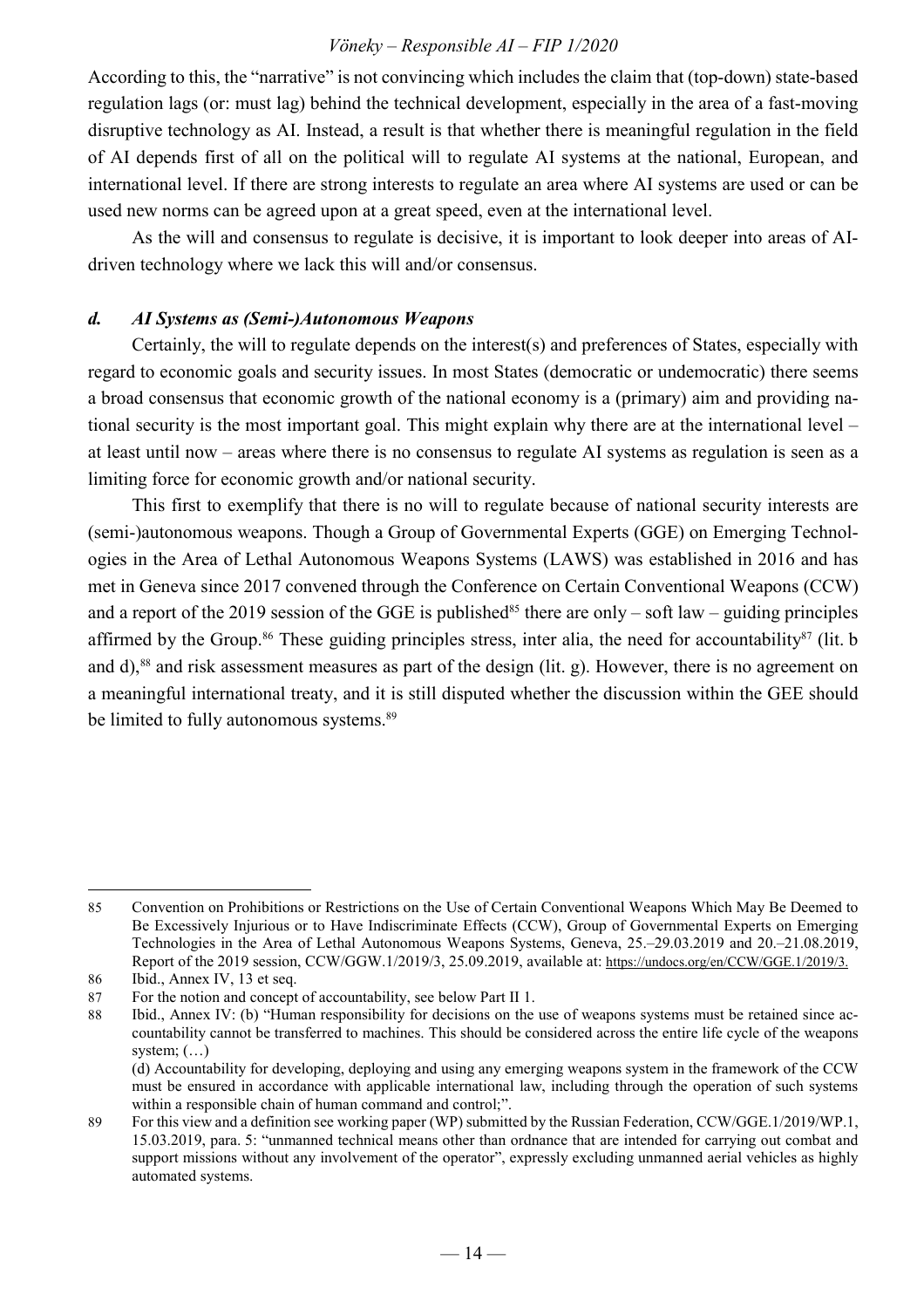According to this, the "narrative" is not convincing which includes the claim that (top-down) state-based regulation lags (or: must lag) behind the technical development, especially in the area of a fast-moving disruptive technology as AI. Instead, a result is that whether there is meaningful regulation in the field of AI depends first of all on the political will to regulate AI systems at the national, European, and international level. If there are strong interests to regulate an area where AI systems are used or can be used new norms can be agreed upon at a great speed, even at the international level.

As the will and consensus to regulate is decisive, it is important to look deeper into areas of AI-driven technology where we lack this will and/or consensus.

#### *d. AI Systems as (Semi-)Autonomous Weapons*

Certainly, the will to regulate depends on the interest(s) and preferences of States, especially with regard to economic goals and security issues. In most States (democratic or undemocratic) there seems a broad consensus that economic growth of the national economy is a (primary) aim and providing national security is the most important goal. This might explain why there are at the international level – at least until now – areas where there is no consensus to regulate AI systems as regulation is seen as a limiting force for economic growth and/or national security.

This first to exemplify that there is no will to regulate because of national security interests are (semi-)autonomous weapons. Though a Group of Governmental Experts (GGE) on Emerging Technologies in the Area of Lethal Autonomous Weapons Systems (LAWS) was established in 2016 and has met in Geneva since 2017 convened through the Conference on Certain Conventional Weapons (CCW) and a report of the 2019 session of the GGE is published[85] there are only – soft law – guiding principles affirmed by the Group.[86] These guiding principles stress, inter alia, the need for accountability[87] (lit. b and d),[88] and risk assessment measures as part of the design (lit. g). However, there is no agreement on a meaningful international treaty, and it is still disputed whether the discussion within the GEE should be limited to fully autonomous systems.[89]

---

85 Convention on Prohibitions or Restrictions on the Use of Certain Conventional Weapons Which May Be Deemed to Be Excessively Injurious or to Have Indiscriminate Effects (CCW), Group of Governmental Experts on Emerging Technologies in the Area of Lethal Autonomous Weapons Systems, Geneva, 25.–29.03.2019 and 20.–21.08.2019, Report of the 2019 session, CCW/GGW.1/2019/3, 25.09.2019, available at: https://undocs.org/en/CCW/GGE.1/2019/3.

86 Ibid., Annex IV, 13 et seq.

87 For the notion and concept of accountability, see below Part II 1.

88 Ibid., Annex IV: (b) "Human responsibility for decisions on the use of weapons systems must be retained since accountability cannot be transferred to machines. This should be considered across the entire life cycle of the weapons system; (…)
(d) Accountability for developing, deploying and using any emerging weapons system in the framework of the CCW must be ensured in accordance with applicable international law, including through the operation of such systems within a responsible chain of human command and control;".

89 For this view and a definition see working paper (WP) submitted by the Russian Federation, CCW/GGE.1/2019/WP.1, 15.03.2019, para. 5: "unmanned technical means other than ordnance that are intended for carrying out combat and support missions without any involvement of the operator", expressly excluding unmanned aerial vehicles as highly automated systems.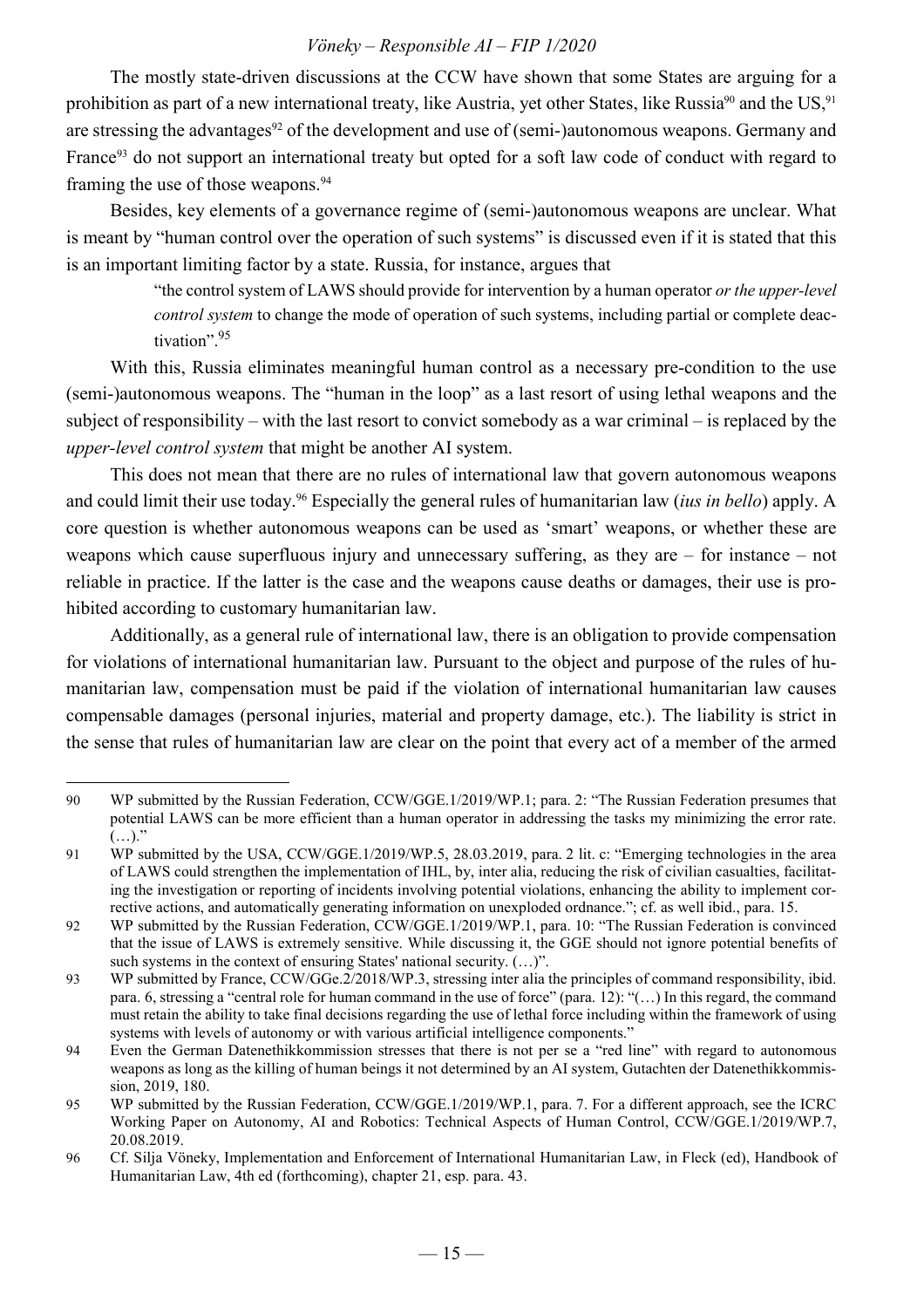The mostly state-driven discussions at the CCW have shown that some States are arguing for a prohibition as part of a new international treaty, like Austria, yet other States, like Russia[90] and the US,[91] are stressing the advantages[92] of the development and use of (semi-)autonomous weapons. Germany and France[93] do not support an international treaty but opted for a soft law code of conduct with regard to framing the use of those weapons.[94]

Besides, key elements of a governance regime of (semi-)autonomous weapons are unclear. What is meant by "human control over the operation of such systems" is discussed even if it is stated that this is an important limiting factor by a state. Russia, for instance, argues that

> "the control system of LAWS should provide for intervention by a human operator *or the upper-level control system* to change the mode of operation of such systems, including partial or complete deactivation".[95]

With this, Russia eliminates meaningful human control as a necessary pre-condition to the use (semi-)autonomous weapons. The "human in the loop" as a last resort of using lethal weapons and the subject of responsibility – with the last resort to convict somebody as a war criminal – is replaced by the *upper-level control system* that might be another AI system.

This does not mean that there are no rules of international law that govern autonomous weapons and could limit their use today.[96] Especially the general rules of humanitarian law (*ius in bello*) apply. A core question is whether autonomous weapons can be used as 'smart' weapons, or whether these are weapons which cause superfluous injury and unnecessary suffering, as they are – for instance – not reliable in practice. If the latter is the case and the weapons cause deaths or damages, their use is prohibited according to customary humanitarian law.

Additionally, as a general rule of international law, there is an obligation to provide compensation for violations of international humanitarian law. Pursuant to the object and purpose of the rules of humanitarian law, compensation must be paid if the violation of international humanitarian law causes compensable damages (personal injuries, material and property damage, etc.). The liability is strict in the sense that rules of humanitarian law are clear on the point that every act of a member of the armed

---

90 WP submitted by the Russian Federation, CCW/GGE.1/2019/WP.1; para. 2: "The Russian Federation presumes that potential LAWS can be more efficient than a human operator in addressing the tasks my minimizing the error rate. (…)."

91 WP submitted by the USA, CCW/GGE.1/2019/WP.5, 28.03.2019, para. 2 lit. c: "Emerging technologies in the area of LAWS could strengthen the implementation of IHL, by, inter alia, reducing the risk of civilian casualties, facilitating the investigation or reporting of incidents involving potential violations, enhancing the ability to implement corrective actions, and automatically generating information on unexploded ordnance."; cf. as well ibid., para. 15.

92 WP submitted by the Russian Federation, CCW/GGE.1/2019/WP.1, para. 10: "The Russian Federation is convinced that the issue of LAWS is extremely sensitive. While discussing it, the GGE should not ignore potential benefits of such systems in the context of ensuring States' national security. (…)".

93 WP submitted by France, CCW/GGe.2/2018/WP.3, stressing inter alia the principles of command responsibility, ibid. para. 6, stressing a "central role for human command in the use of force" (para. 12): "(…) In this regard, the command must retain the ability to take final decisions regarding the use of lethal force including within the framework of using systems with levels of autonomy or with various artificial intelligence components."

94 Even the German Datenethikkommission stresses that there is not per se a "red line" with regard to autonomous weapons as long as the killing of human beings it not determined by an AI system, Gutachten der Datenethikkommission, 2019, 180.

95 WP submitted by the Russian Federation, CCW/GGE.1/2019/WP.1, para. 7. For a different approach, see the ICRC Working Paper on Autonomy, AI and Robotics: Technical Aspects of Human Control, CCW/GGE.1/2019/WP.7, 20.08.2019.

96 Cf. Silja Vöneky, Implementation and Enforcement of International Humanitarian Law, in Fleck (ed), Handbook of Humanitarian Law, 4th ed (forthcoming), chapter 21, esp. para. 43.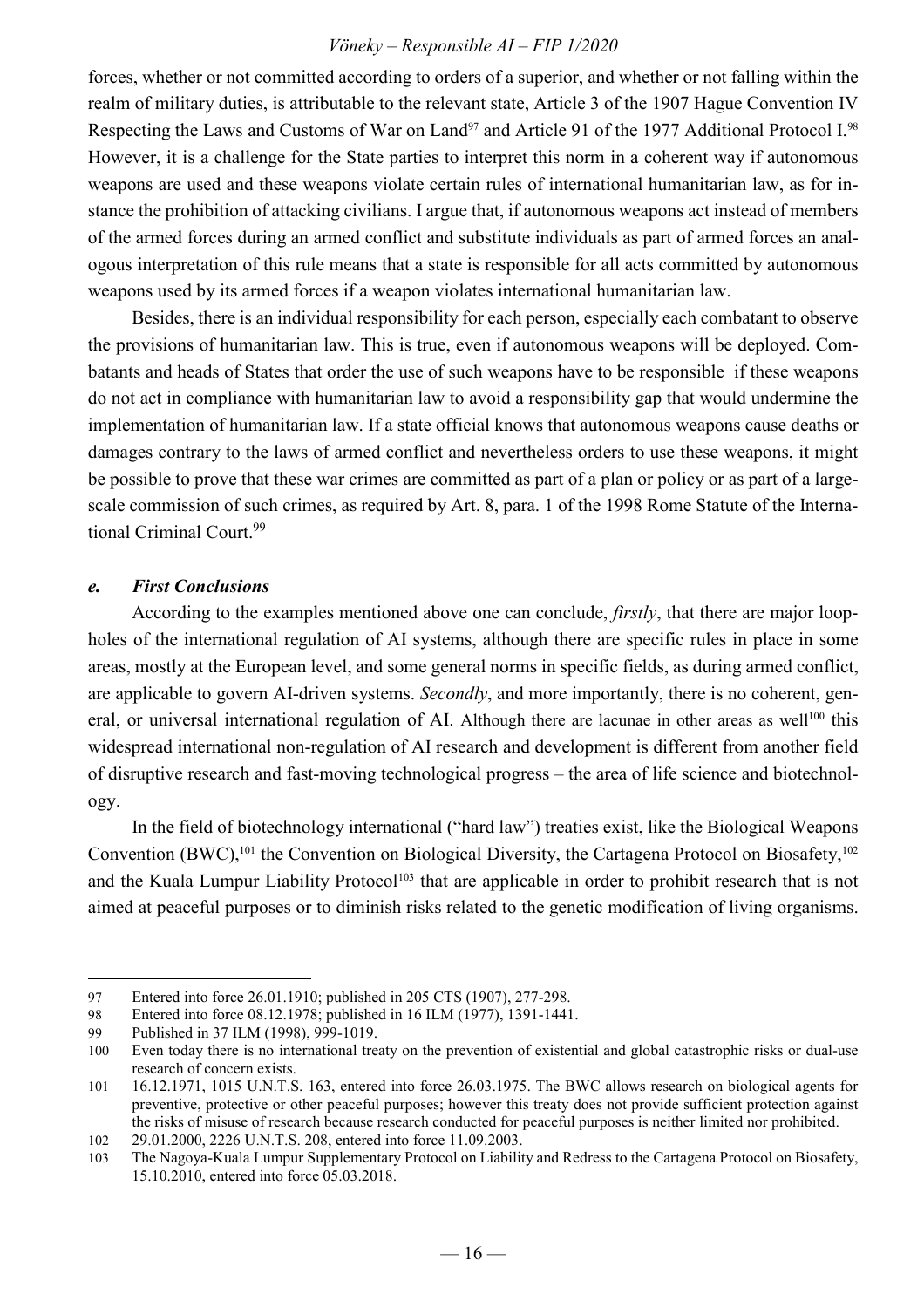forces, whether or not committed according to orders of a superior, and whether or not falling within the realm of military duties, is attributable to the relevant state, Article 3 of the 1907 Hague Convention IV Respecting the Laws and Customs of War on Land[97] and Article 91 of the 1977 Additional Protocol I.[98] However, it is a challenge for the State parties to interpret this norm in a coherent way if autonomous weapons are used and these weapons violate certain rules of international humanitarian law, as for instance the prohibition of attacking civilians. I argue that, if autonomous weapons act instead of members of the armed forces during an armed conflict and substitute individuals as part of armed forces an analogous interpretation of this rule means that a state is responsible for all acts committed by autonomous weapons used by its armed forces if a weapon violates international humanitarian law.

Besides, there is an individual responsibility for each person, especially each combatant to observe the provisions of humanitarian law. This is true, even if autonomous weapons will be deployed. Combatants and heads of States that order the use of such weapons have to be responsible if these weapons do not act in compliance with humanitarian law to avoid a responsibility gap that would undermine the implementation of humanitarian law. If a state official knows that autonomous weapons cause deaths or damages contrary to the laws of armed conflict and nevertheless orders to use these weapons, it might be possible to prove that these war crimes are committed as part of a plan or policy or as part of a large-scale commission of such crimes, as required by Art. 8, para. 1 of the 1998 Rome Statute of the International Criminal Court.[99]

### *e. First Conclusions*

According to the examples mentioned above one can conclude, *firstly*, that there are major loopholes of the international regulation of AI systems, although there are specific rules in place in some areas, mostly at the European level, and some general norms in specific fields, as during armed conflict, are applicable to govern AI-driven systems. *Secondly*, and more importantly, there is no coherent, general, or universal international regulation of AI. Although there are lacunae in other areas as well[100] this widespread international non-regulation of AI research and development is different from another field of disruptive research and fast-moving technological progress – the area of life science and biotechnology.

In the field of biotechnology international ("hard law") treaties exist, like the Biological Weapons Convention (BWC),[101] the Convention on Biological Diversity, the Cartagena Protocol on Biosafety,[102] and the Kuala Lumpur Liability Protocol[103] that are applicable in order to prohibit research that is not aimed at peaceful purposes or to diminish risks related to the genetic modification of living organisms.

---

97 Entered into force 26.01.1910; published in 205 CTS (1907), 277-298.

98 Entered into force 08.12.1978; published in 16 ILM (1977), 1391-1441.

99 Published in 37 ILM (1998), 999-1019.

100 Even today there is no international treaty on the prevention of existential and global catastrophic risks or dual-use research of concern exists.

101 16.12.1971, 1015 U.N.T.S. 163, entered into force 26.03.1975. The BWC allows research on biological agents for preventive, protective or other peaceful purposes; however this treaty does not provide sufficient protection against the risks of misuse of research because research conducted for peaceful purposes is neither limited nor prohibited.

102 29.01.2000, 2226 U.N.T.S. 208, entered into force 11.09.2003.

103 The Nagoya-Kuala Lumpur Supplementary Protocol on Liability and Redress to the Cartagena Protocol on Biosafety, 15.10.2010, entered into force 05.03.2018.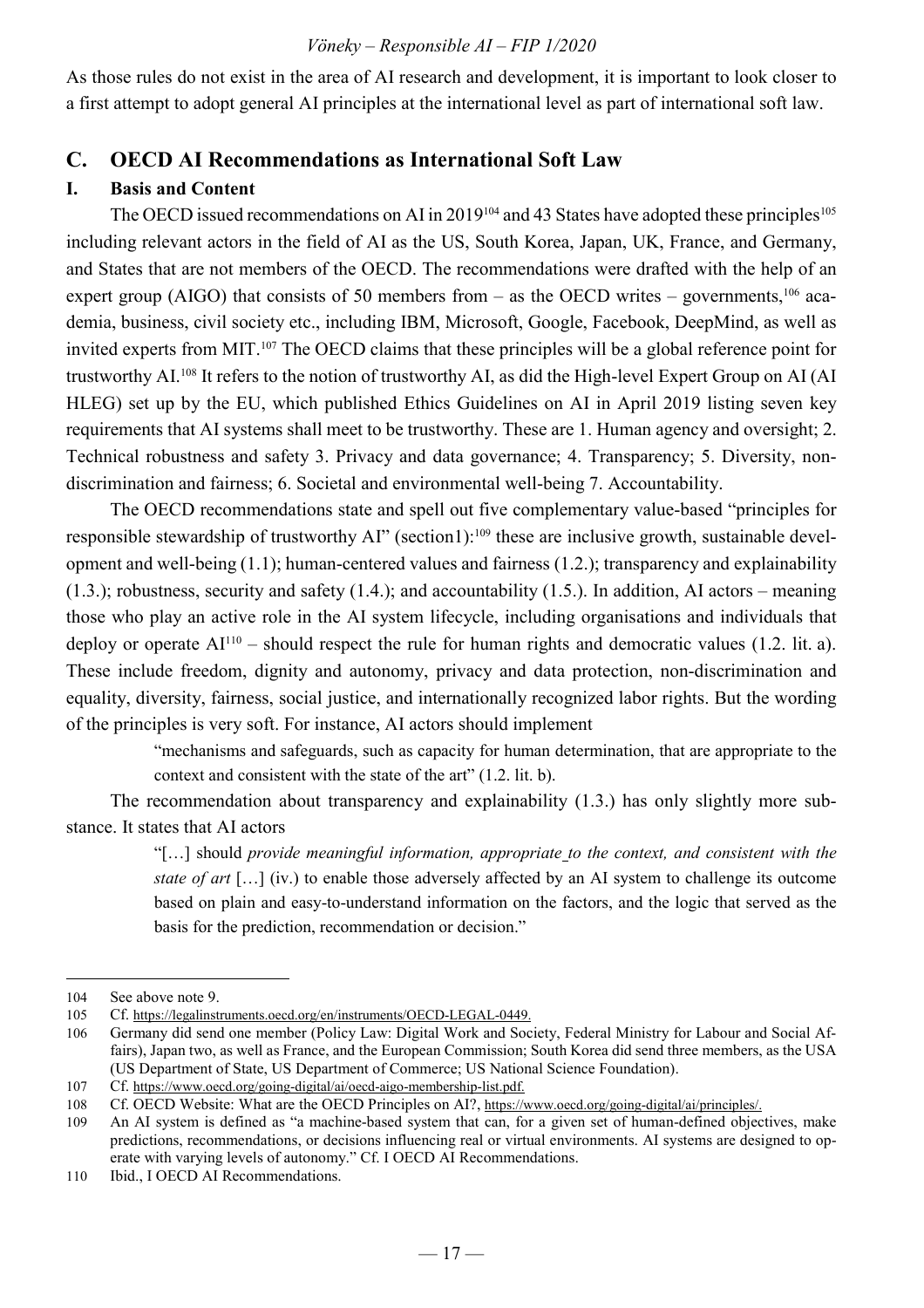As those rules do not exist in the area of AI research and development, it is important to look closer to a first attempt to adopt general AI principles at the international level as part of international soft law.

## C. OECD AI Recommendations as International Soft Law

### I. Basis and Content

The OECD issued recommendations on AI in 2019[104] and 43 States have adopted these principles[105] including relevant actors in the field of AI as the US, South Korea, Japan, UK, France, and Germany, and States that are not members of the OECD. The recommendations were drafted with the help of an expert group (AIGO) that consists of 50 members from – as the OECD writes – governments,[106] academia, business, civil society etc., including IBM, Microsoft, Google, Facebook, DeepMind, as well as invited experts from MIT.[107] The OECD claims that these principles will be a global reference point for trustworthy AI.[108] It refers to the notion of trustworthy AI, as did the High-level Expert Group on AI (AI HLEG) set up by the EU, which published Ethics Guidelines on AI in April 2019 listing seven key requirements that AI systems shall meet to be trustworthy. These are 1. Human agency and oversight; 2. Technical robustness and safety 3. Privacy and data governance; 4. Transparency; 5. Diversity, non-discrimination and fairness; 6. Societal and environmental well-being 7. Accountability.

The OECD recommendations state and spell out five complementary value-based "principles for responsible stewardship of trustworthy AI" (section1):[109] these are inclusive growth, sustainable development and well-being (1.1); human-centered values and fairness (1.2.); transparency and explainability (1.3.); robustness, security and safety (1.4.); and accountability (1.5.). In addition, AI actors – meaning those who play an active role in the AI system lifecycle, including organisations and individuals that deploy or operate AI[110] – should respect the rule for human rights and democratic values (1.2. lit. a). These include freedom, dignity and autonomy, privacy and data protection, non-discrimination and equality, diversity, fairness, social justice, and internationally recognized labor rights. But the wording of the principles is very soft. For instance, AI actors should implement

> "mechanisms and safeguards, such as capacity for human determination, that are appropriate to the context and consistent with the state of the art" (1.2. lit. b).

The recommendation about transparency and explainability (1.3.) has only slightly more substance. It states that AI actors

> "[…] should *provide meaningful information, appropriate to the context, and consistent with the state of art* […] (iv.) to enable those adversely affected by an AI system to challenge its outcome based on plain and easy-to-understand information on the factors, and the logic that served as the basis for the prediction, recommendation or decision."

---

104 See above note 9.

105 Cf. https://legalinstruments.oecd.org/en/instruments/OECD-LEGAL-0449.

106 Germany did send one member (Policy Law: Digital Work and Society, Federal Ministry for Labour and Social Affairs), Japan two, as well as France, and the European Commission; South Korea did send three members, as the USA (US Department of State, US Department of Commerce; US National Science Foundation).

107 Cf. https://www.oecd.org/going-digital/ai/oecd-aigo-membership-list.pdf.

108 Cf. OECD Website: What are the OECD Principles on AI?, https://www.oecd.org/going-digital/ai/principles/.

109 An AI system is defined as "a machine-based system that can, for a given set of human-defined objectives, make predictions, recommendations, or decisions influencing real or virtual environments. AI systems are designed to operate with varying levels of autonomy." Cf. I OECD AI Recommendations.

110 Ibid., I OECD AI Recommendations.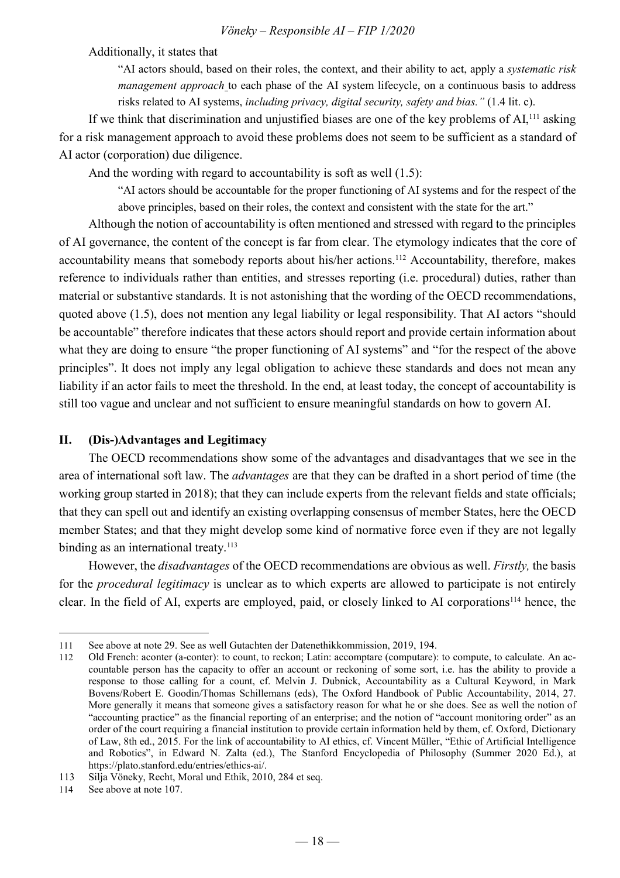Additionally, it states that

> "AI actors should, based on their roles, the context, and their ability to act, apply a *systematic risk management approach* to each phase of the AI system lifecycle, on a continuous basis to address risks related to AI systems, *including privacy, digital security, safety and bias."* (1.4 lit. c).

If we think that discrimination and unjustified biases are one of the key problems of AI,[111] asking for a risk management approach to avoid these problems does not seem to be sufficient as a standard of AI actor (corporation) due diligence.

And the wording with regard to accountability is soft as well (1.5):

> "AI actors should be accountable for the proper functioning of AI systems and for the respect of the above principles, based on their roles, the context and consistent with the state for the art."

Although the notion of accountability is often mentioned and stressed with regard to the principles of AI governance, the content of the concept is far from clear. The etymology indicates that the core of accountability means that somebody reports about his/her actions.[112] Accountability, therefore, makes reference to individuals rather than entities, and stresses reporting (i.e. procedural) duties, rather than material or substantive standards. It is not astonishing that the wording of the OECD recommendations, quoted above (1.5), does not mention any legal liability or legal responsibility. That AI actors "should be accountable" therefore indicates that these actors should report and provide certain information about what they are doing to ensure "the proper functioning of AI systems" and "for the respect of the above principles". It does not imply any legal obligation to achieve these standards and does not mean any liability if an actor fails to meet the threshold. In the end, at least today, the concept of accountability is still too vague and unclear and not sufficient to ensure meaningful standards on how to govern AI.

## II. (Dis-)Advantages and Legitimacy

The OECD recommendations show some of the advantages and disadvantages that we see in the area of international soft law. The *advantages* are that they can be drafted in a short period of time (the working group started in 2018); that they can include experts from the relevant fields and state officials; that they can spell out and identify an existing overlapping consensus of member States, here the OECD member States; and that they might develop some kind of normative force even if they are not legally binding as an international treaty.[113]

However, the *disadvantages* of the OECD recommendations are obvious as well. *Firstly,* the basis for the *procedural legitimacy* is unclear as to which experts are allowed to participate is not entirely clear. In the field of AI, experts are employed, paid, or closely linked to AI corporations[114] hence, the

---

111 See above at note 29. See as well Gutachten der Datenethikkommission, 2019, 194.

112 Old French: aconter (a-conter): to count, to reckon; Latin: accomptare (computare): to compute, to calculate. An accountable person has the capacity to offer an account or reckoning of some sort, i.e. has the ability to provide a response to those calling for a count, cf. Melvin J. Dubnick, Accountability as a Cultural Keyword, in Mark Bovens/Robert E. Goodin/Thomas Schillemans (eds), The Oxford Handbook of Public Accountability, 2014, 27. More generally it means that someone gives a satisfactory reason for what he or she does. See as well the notion of "accounting practice" as the financial reporting of an enterprise; and the notion of "account monitoring order" as an order of the court requiring a financial institution to provide certain information held by them, cf. Oxford, Dictionary of Law, 8th ed., 2015. For the link of accountability to AI ethics, cf. Vincent Müller, "Ethic of Artificial Intelligence and Robotics", in Edward N. Zalta (ed.), The Stanford Encyclopedia of Philosophy (Summer 2020 Ed.), at https://plato.stanford.edu/entries/ethics-ai/.

113 Silja Vöneky, Recht, Moral und Ethik, 2010, 284 et seq.

114 See above at note 107.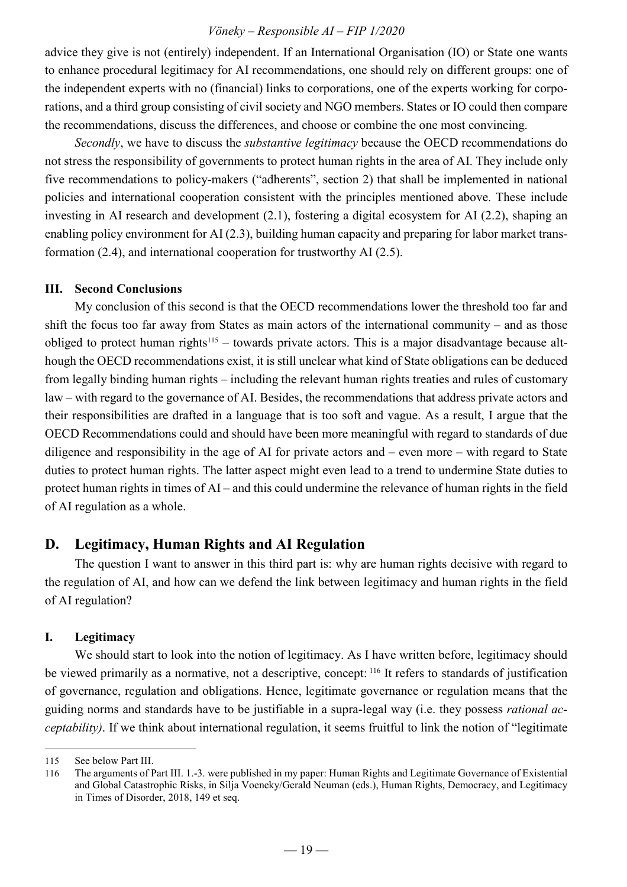advice they give is not (entirely) independent. If an International Organisation (IO) or State one wants to enhance procedural legitimacy for AI recommendations, one should rely on different groups: one of the independent experts with no (financial) links to corporations, one of the experts working for corporations, and a third group consisting of civil society and NGO members. States or IO could then compare the recommendations, discuss the differences, and choose or combine the one most convincing.

*Secondly*, we have to discuss the *substantive legitimacy* because the OECD recommendations do not stress the responsibility of governments to protect human rights in the area of AI. They include only five recommendations to policy-makers ("adherents", section 2) that shall be implemented in national policies and international cooperation consistent with the principles mentioned above. These include investing in AI research and development (2.1), fostering a digital ecosystem for AI (2.2), shaping an enabling policy environment for AI (2.3), building human capacity and preparing for labor market transformation (2.4), and international cooperation for trustworthy AI (2.5).

### III. Second Conclusions

My conclusion of this second is that the OECD recommendations lower the threshold too far and shift the focus too far away from States as main actors of the international community – and as those obliged to protect human rights[115] – towards private actors. This is a major disadvantage because although the OECD recommendations exist, it is still unclear what kind of State obligations can be deduced from legally binding human rights – including the relevant human rights treaties and rules of customary law – with regard to the governance of AI. Besides, the recommendations that address private actors and their responsibilities are drafted in a language that is too soft and vague. As a result, I argue that the OECD Recommendations could and should have been more meaningful with regard to standards of due diligence and responsibility in the age of AI for private actors and – even more – with regard to State duties to protect human rights. The latter aspect might even lead to a trend to undermine State duties to protect human rights in times of AI – and this could undermine the relevance of human rights in the field of AI regulation as a whole.

## D. Legitimacy, Human Rights and AI Regulation

The question I want to answer in this third part is: why are human rights decisive with regard to the regulation of AI, and how can we defend the link between legitimacy and human rights in the field of AI regulation?

### I. Legitimacy

We should start to look into the notion of legitimacy. As I have written before, legitimacy should be viewed primarily as a normative, not a descriptive, concept: [116] It refers to standards of justification of governance, regulation and obligations. Hence, legitimate governance or regulation means that the guiding norms and standards have to be justifiable in a supra-legal way (i.e. they possess *rational acceptability)*. If we think about international regulation, it seems fruitful to link the notion of "legitimate

---

115 See below Part III.

116 The arguments of Part III. 1.-3. were published in my paper: Human Rights and Legitimate Governance of Existential and Global Catastrophic Risks, in Silja Voeneky/Gerald Neuman (eds.), Human Rights, Democracy, and Legitimacy in Times of Disorder, 2018, 149 et seq.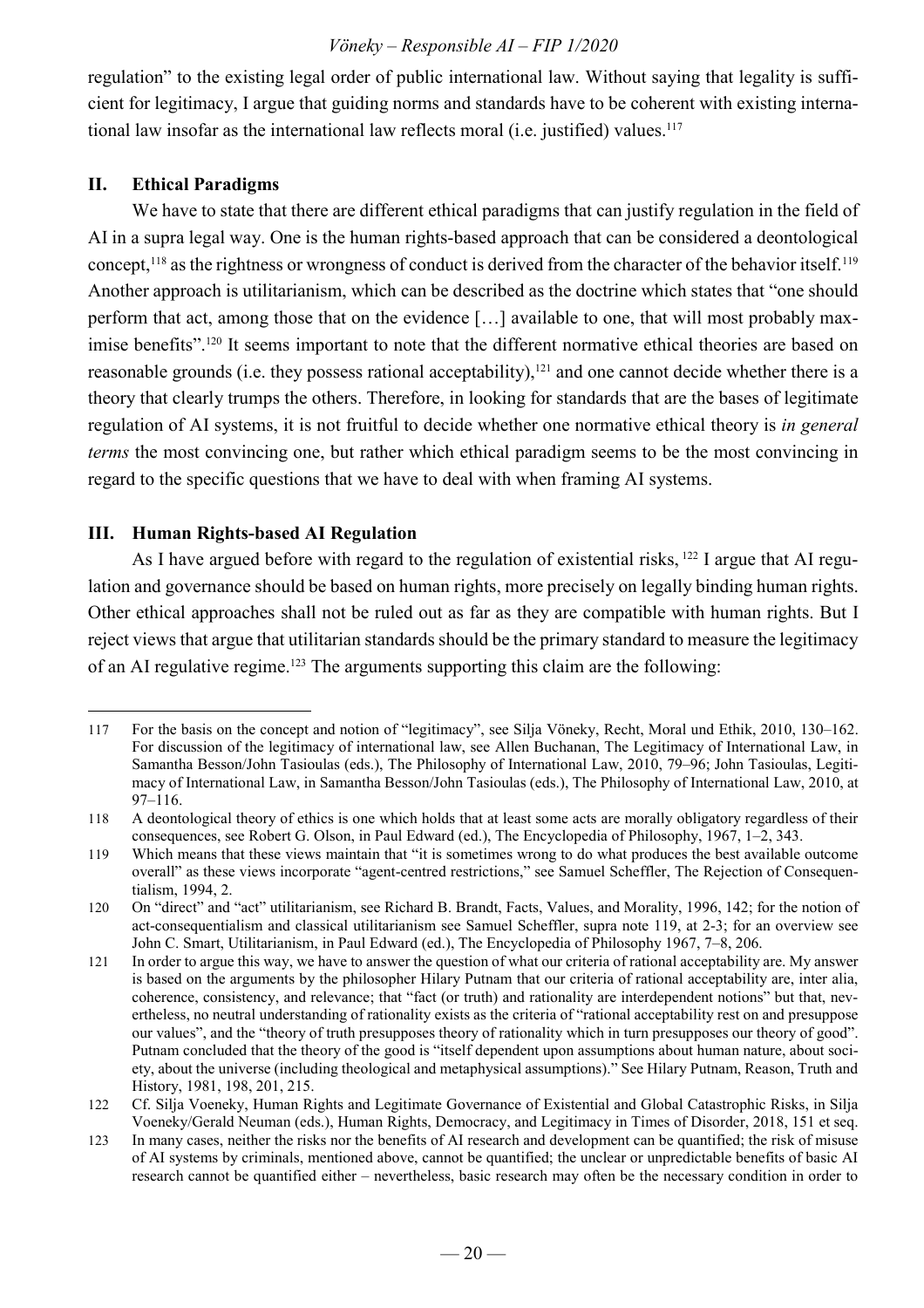regulation" to the existing legal order of public international law. Without saying that legality is sufficient for legitimacy, I argue that guiding norms and standards have to be coherent with existing international law insofar as the international law reflects moral (i.e. justified) values.[117]

## II. Ethical Paradigms

We have to state that there are different ethical paradigms that can justify regulation in the field of AI in a supra legal way. One is the human rights-based approach that can be considered a deontological concept,[118] as the rightness or wrongness of conduct is derived from the character of the behavior itself.[119] Another approach is utilitarianism, which can be described as the doctrine which states that "one should perform that act, among those that on the evidence […] available to one, that will most probably maximise benefits".[120] It seems important to note that the different normative ethical theories are based on reasonable grounds (i.e. they possess rational acceptability),[121] and one cannot decide whether there is a theory that clearly trumps the others. Therefore, in looking for standards that are the bases of legitimate regulation of AI systems, it is not fruitful to decide whether one normative ethical theory is *in general terms* the most convincing one, but rather which ethical paradigm seems to be the most convincing in regard to the specific questions that we have to deal with when framing AI systems.

## III. Human Rights-based AI Regulation

As I have argued before with regard to the regulation of existential risks, [122] I argue that AI regulation and governance should be based on human rights, more precisely on legally binding human rights. Other ethical approaches shall not be ruled out as far as they are compatible with human rights. But I reject views that argue that utilitarian standards should be the primary standard to measure the legitimacy of an AI regulative regime.[123] The arguments supporting this claim are the following:

---

117 For the basis on the concept and notion of "legitimacy", see Silja Vöneky, Recht, Moral und Ethik, 2010, 130–162. For discussion of the legitimacy of international law, see Allen Buchanan, The Legitimacy of International Law, in Samantha Besson/John Tasioulas (eds.), The Philosophy of International Law, 2010, 79–96; John Tasioulas, Legitimacy of International Law, in Samantha Besson/John Tasioulas (eds.), The Philosophy of International Law, 2010, at 97–116.

118 A deontological theory of ethics is one which holds that at least some acts are morally obligatory regardless of their consequences, see Robert G. Olson, in Paul Edward (ed.), The Encyclopedia of Philosophy, 1967, 1–2, 343.

119 Which means that these views maintain that "it is sometimes wrong to do what produces the best available outcome overall" as these views incorporate "agent-centred restrictions," see Samuel Scheffler, The Rejection of Consequentialism, 1994, 2.

120 On "direct" and "act" utilitarianism, see Richard B. Brandt, Facts, Values, and Morality, 1996, 142; for the notion of act-consequentialism and classical utilitarianism see Samuel Scheffler, supra note 119, at 2-3; for an overview see John C. Smart, Utilitarianism, in Paul Edward (ed.), The Encyclopedia of Philosophy 1967, 7–8, 206.

121 In order to argue this way, we have to answer the question of what our criteria of rational acceptability are. My answer is based on the arguments by the philosopher Hilary Putnam that our criteria of rational acceptability are, inter alia, coherence, consistency, and relevance; that "fact (or truth) and rationality are interdependent notions" but that, nevertheless, no neutral understanding of rationality exists as the criteria of "rational acceptability rest on and presuppose our values", and the "theory of truth presupposes theory of rationality which in turn presupposes our theory of good". Putnam concluded that the theory of the good is "itself dependent upon assumptions about human nature, about society, about the universe (including theological and metaphysical assumptions)." See Hilary Putnam, Reason, Truth and History, 1981, 198, 201, 215.

122 Cf. Silja Voeneky, Human Rights and Legitimate Governance of Existential and Global Catastrophic Risks, in Silja Voeneky/Gerald Neuman (eds.), Human Rights, Democracy, and Legitimacy in Times of Disorder, 2018, 151 et seq.

123 In many cases, neither the risks nor the benefits of AI research and development can be quantified; the risk of misuse of AI systems by criminals, mentioned above, cannot be quantified; the unclear or unpredictable benefits of basic AI research cannot be quantified either – nevertheless, basic research may often be the necessary condition in order to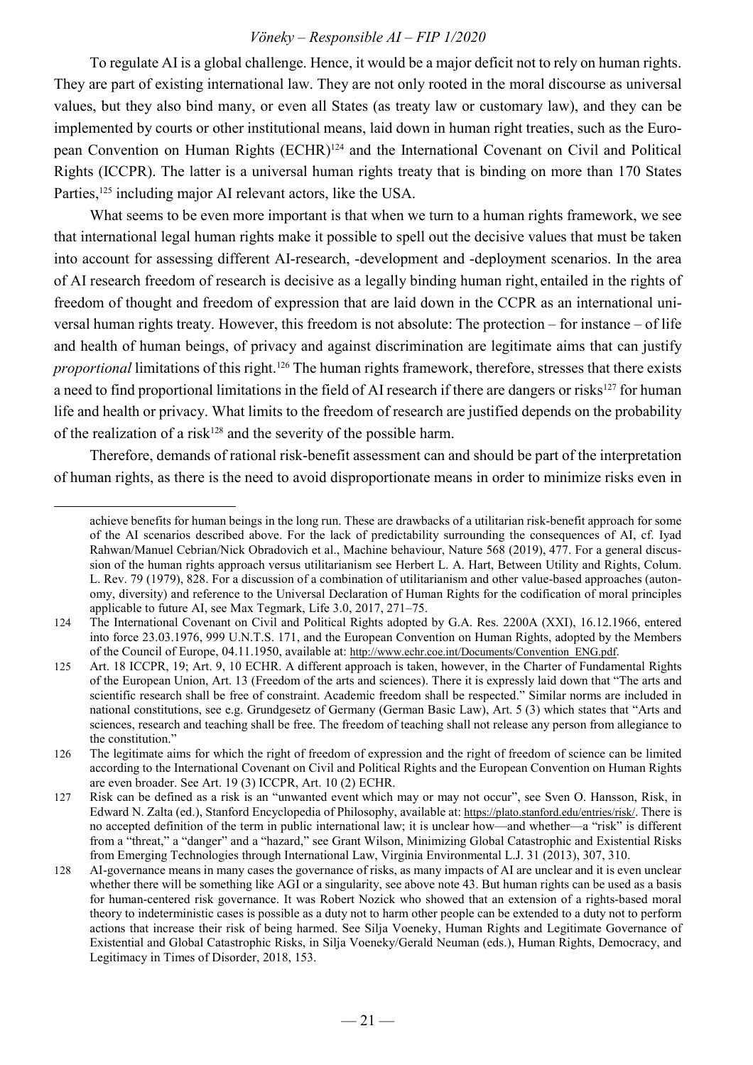To regulate AI is a global challenge. Hence, it would be a major deficit not to rely on human rights. They are part of existing international law. They are not only rooted in the moral discourse as universal values, but they also bind many, or even all States (as treaty law or customary law), and they can be implemented by courts or other institutional means, laid down in human right treaties, such as the European Convention on Human Rights (ECHR)[124] and the International Covenant on Civil and Political Rights (ICCPR). The latter is a universal human rights treaty that is binding on more than 170 States Parties,[125] including major AI relevant actors, like the USA.

What seems to be even more important is that when we turn to a human rights framework, we see that international legal human rights make it possible to spell out the decisive values that must be taken into account for assessing different AI-research, -development and -deployment scenarios. In the area of AI research freedom of research is decisive as a legally binding human right, entailed in the rights of freedom of thought and freedom of expression that are laid down in the CCPR as an international universal human rights treaty. However, this freedom is not absolute: The protection – for instance – of life and health of human beings, of privacy and against discrimination are legitimate aims that can justify *proportional* limitations of this right.[126] The human rights framework, therefore, stresses that there exists a need to find proportional limitations in the field of AI research if there are dangers or risks[127] for human life and health or privacy. What limits to the freedom of research are justified depends on the probability of the realization of a risk[128] and the severity of the possible harm.

Therefore, demands of rational risk-benefit assessment can and should be part of the interpretation of human rights, as there is the need to avoid disproportionate means in order to minimize risks even in

---

achieve benefits for human beings in the long run. These are drawbacks of a utilitarian risk-benefit approach for some of the AI scenarios described above. For the lack of predictability surrounding the consequences of AI, cf. Iyad Rahwan/Manuel Cebrian/Nick Obradovich et al., Machine behaviour, Nature 568 (2019), 477. For a general discussion of the human rights approach versus utilitarianism see Herbert L. A. Hart, Between Utility and Rights, Colum. L. Rev. 79 (1979), 828. For a discussion of a combination of utilitarianism and other value-based approaches (autonomy, diversity) and reference to the Universal Declaration of Human Rights for the codification of moral principles applicable to future AI, see Max Tegmark, Life 3.0, 2017, 271–75.

124 The International Covenant on Civil and Political Rights adopted by G.A. Res. 2200A (XXI), 16.12.1966, entered into force 23.03.1976, 999 U.N.T.S. 171, and the European Convention on Human Rights, adopted by the Members of the Council of Europe, 04.11.1950, available at: http://www.echr.coe.int/Documents/Convention_ENG.pdf.

125 Art. 18 ICCPR, 19; Art. 9, 10 ECHR. A different approach is taken, however, in the Charter of Fundamental Rights of the European Union, Art. 13 (Freedom of the arts and sciences). There it is expressly laid down that "The arts and scientific research shall be free of constraint. Academic freedom shall be respected." Similar norms are included in national constitutions, see e.g. Grundgesetz of Germany (German Basic Law), Art. 5 (3) which states that "Arts and sciences, research and teaching shall be free. The freedom of teaching shall not release any person from allegiance to the constitution."

126 The legitimate aims for which the right of freedom of expression and the right of freedom of science can be limited according to the International Covenant on Civil and Political Rights and the European Convention on Human Rights are even broader. See Art. 19 (3) ICCPR, Art. 10 (2) ECHR.

127 Risk can be defined as a risk is an "unwanted event which may or may not occur", see Sven O. Hansson, Risk, in Edward N. Zalta (ed.), Stanford Encyclopedia of Philosophy, available at: https://plato.stanford.edu/entries/risk/. There is no accepted definition of the term in public international law; it is unclear how—and whether—a "risk" is different from a "threat," a "danger" and a "hazard," see Grant Wilson, Minimizing Global Catastrophic and Existential Risks from Emerging Technologies through International Law, Virginia Environmental L.J. 31 (2013), 307, 310.

128 AI-governance means in many cases the governance of risks, as many impacts of AI are unclear and it is even unclear whether there will be something like AGI or a singularity, see above note 43. But human rights can be used as a basis for human-centered risk governance. It was Robert Nozick who showed that an extension of a rights-based moral theory to indeterministic cases is possible as a duty not to harm other people can be extended to a duty not to perform actions that increase their risk of being harmed. See Silja Voeneky, Human Rights and Legitimate Governance of Existential and Global Catastrophic Risks, in Silja Voeneky/Gerald Neuman (eds.), Human Rights, Democracy, and Legitimacy in Times of Disorder, 2018, 153.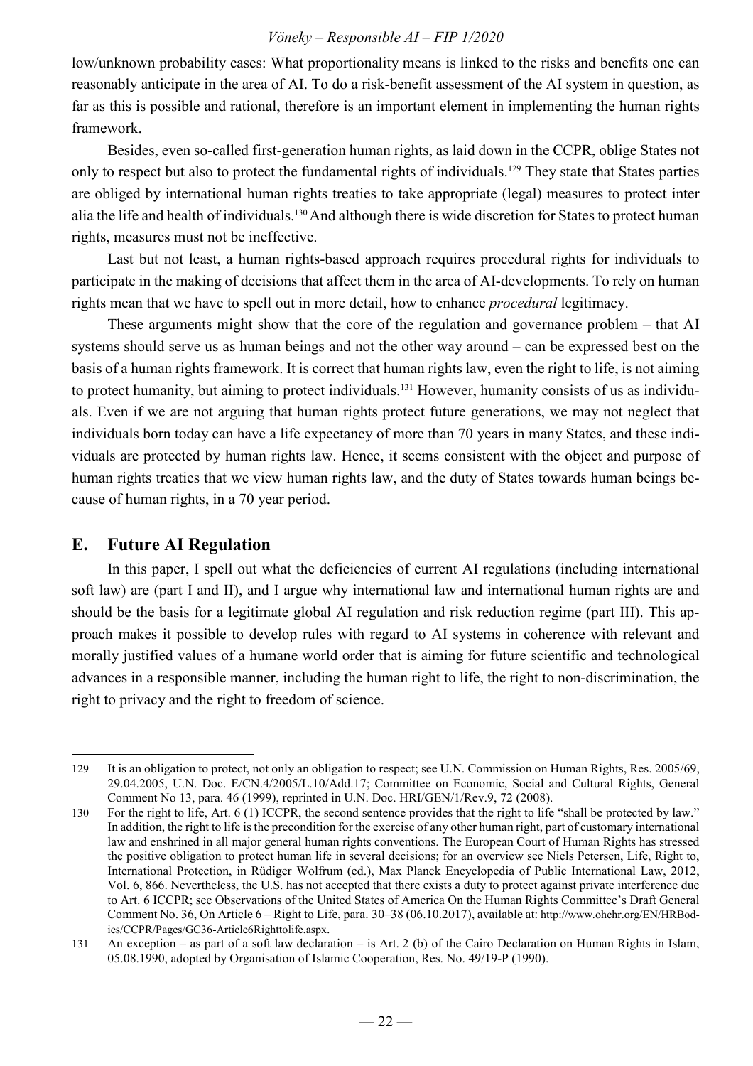low/unknown probability cases: What proportionality means is linked to the risks and benefits one can reasonably anticipate in the area of AI. To do a risk-benefit assessment of the AI system in question, as far as this is possible and rational, therefore is an important element in implementing the human rights framework.

Besides, even so-called first-generation human rights, as laid down in the CCPR, oblige States not only to respect but also to protect the fundamental rights of individuals.[129] They state that States parties are obliged by international human rights treaties to take appropriate (legal) measures to protect inter alia the life and health of individuals.[130] And although there is wide discretion for States to protect human rights, measures must not be ineffective.

Last but not least, a human rights-based approach requires procedural rights for individuals to participate in the making of decisions that affect them in the area of AI-developments. To rely on human rights mean that we have to spell out in more detail, how to enhance *procedural* legitimacy.

These arguments might show that the core of the regulation and governance problem – that AI systems should serve us as human beings and not the other way around – can be expressed best on the basis of a human rights framework. It is correct that human rights law, even the right to life, is not aiming to protect humanity, but aiming to protect individuals.[131] However, humanity consists of us as individuals. Even if we are not arguing that human rights protect future generations, we may not neglect that individuals born today can have a life expectancy of more than 70 years in many States, and these individuals are protected by human rights law. Hence, it seems consistent with the object and purpose of human rights treaties that we view human rights law, and the duty of States towards human beings because of human rights, in a 70 year period.

## E. Future AI Regulation

In this paper, I spell out what the deficiencies of current AI regulations (including international soft law) are (part I and II), and I argue why international law and international human rights are and should be the basis for a legitimate global AI regulation and risk reduction regime (part III). This approach makes it possible to develop rules with regard to AI systems in coherence with relevant and morally justified values of a humane world order that is aiming for future scientific and technological advances in a responsible manner, including the human right to life, the right to non-discrimination, the right to privacy and the right to freedom of science.

---

129 It is an obligation to protect, not only an obligation to respect; see U.N. Commission on Human Rights, Res. 2005/69, 29.04.2005, U.N. Doc. E/CN.4/2005/L.10/Add.17; Committee on Economic, Social and Cultural Rights, General Comment No 13, para. 46 (1999), reprinted in U.N. Doc. HRI/GEN/1/Rev.9, 72 (2008).

130 For the right to life, Art. 6 (1) ICCPR, the second sentence provides that the right to life "shall be protected by law." In addition, the right to life is the precondition for the exercise of any other human right, part of customary international law and enshrined in all major general human rights conventions. The European Court of Human Rights has stressed the positive obligation to protect human life in several decisions; for an overview see Niels Petersen, Life, Right to, International Protection, in Rüdiger Wolfrum (ed.), Max Planck Encyclopedia of Public International Law, 2012, Vol. 6, 866. Nevertheless, the U.S. has not accepted that there exists a duty to protect against private interference due to Art. 6 ICCPR; see Observations of the United States of America On the Human Rights Committee's Draft General Comment No. 36, On Article 6 – Right to Life, para. 30–38 (06.10.2017), available at: http://www.ohchr.org/EN/HRBodies/CCPR/Pages/GC36-Article6Righttolife.aspx.

131 An exception – as part of a soft law declaration – is Art. 2 (b) of the Cairo Declaration on Human Rights in Islam, 05.08.1990, adopted by Organisation of Islamic Cooperation, Res. No. 49/19-P (1990).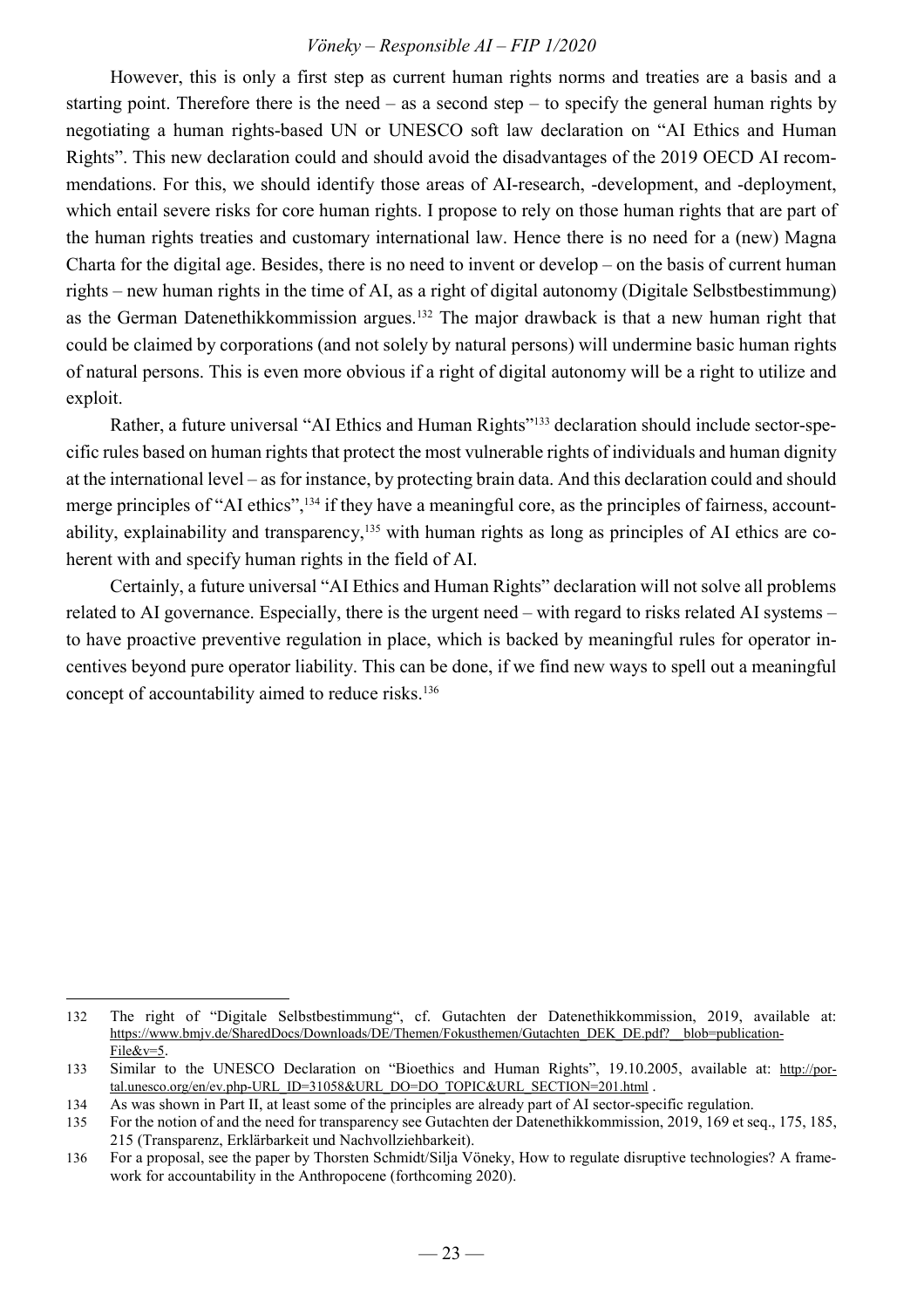However, this is only a first step as current human rights norms and treaties are a basis and a starting point. Therefore there is the need – as a second step – to specify the general human rights by negotiating a human rights-based UN or UNESCO soft law declaration on "AI Ethics and Human Rights". This new declaration could and should avoid the disadvantages of the 2019 OECD AI recommendations. For this, we should identify those areas of AI-research, -development, and -deployment, which entail severe risks for core human rights. I propose to rely on those human rights that are part of the human rights treaties and customary international law. Hence there is no need for a (new) Magna Charta for the digital age. Besides, there is no need to invent or develop – on the basis of current human rights – new human rights in the time of AI, as a right of digital autonomy (Digitale Selbstbestimmung) as the German Datenethikkommission argues.[132] The major drawback is that a new human right that could be claimed by corporations (and not solely by natural persons) will undermine basic human rights of natural persons. This is even more obvious if a right of digital autonomy will be a right to utilize and exploit.

Rather, a future universal "AI Ethics and Human Rights"[133] declaration should include sector-specific rules based on human rights that protect the most vulnerable rights of individuals and human dignity at the international level – as for instance, by protecting brain data. And this declaration could and should merge principles of "AI ethics",[134] if they have a meaningful core, as the principles of fairness, accountability, explainability and transparency,[135] with human rights as long as principles of AI ethics are coherent with and specify human rights in the field of AI.

Certainly, a future universal "AI Ethics and Human Rights" declaration will not solve all problems related to AI governance. Especially, there is the urgent need – with regard to risks related AI systems – to have proactive preventive regulation in place, which is backed by meaningful rules for operator incentives beyond pure operator liability. This can be done, if we find new ways to spell out a meaningful concept of accountability aimed to reduce risks.[136]

---

132 The right of "Digitale Selbstbestimmung", cf. Gutachten der Datenethikkommission, 2019, available at: https://www.bmjv.de/SharedDocs/Downloads/DE/Themen/Fokusthemen/Gutachten_DEK_DE.pdf?__blob=publicationFile&v=5.

133 Similar to the UNESCO Declaration on "Bioethics and Human Rights", 19.10.2005, available at: http://portal.unesco.org/en/ev.php-URL_ID=31058&URL_DO=DO_TOPIC&URL_SECTION=201.html .

134 As was shown in Part II, at least some of the principles are already part of AI sector-specific regulation.

135 For the notion of and the need for transparency see Gutachten der Datenethikkommission, 2019, 169 et seq., 175, 185, 215 (Transparenz, Erklärbarkeit und Nachvollziehbarkeit).

136 For a proposal, see the paper by Thorsten Schmidt/Silja Vöneky, How to regulate disruptive technologies? A framework for accountability in the Anthropocene (forthcoming 2020).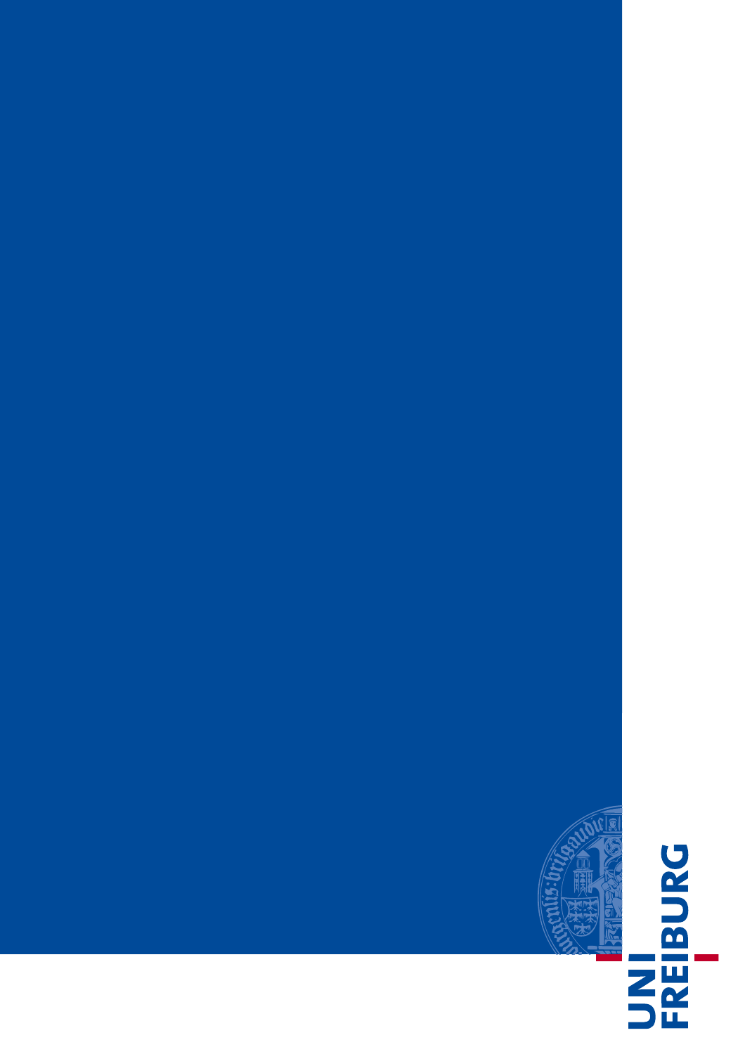UNI
FREIBURG